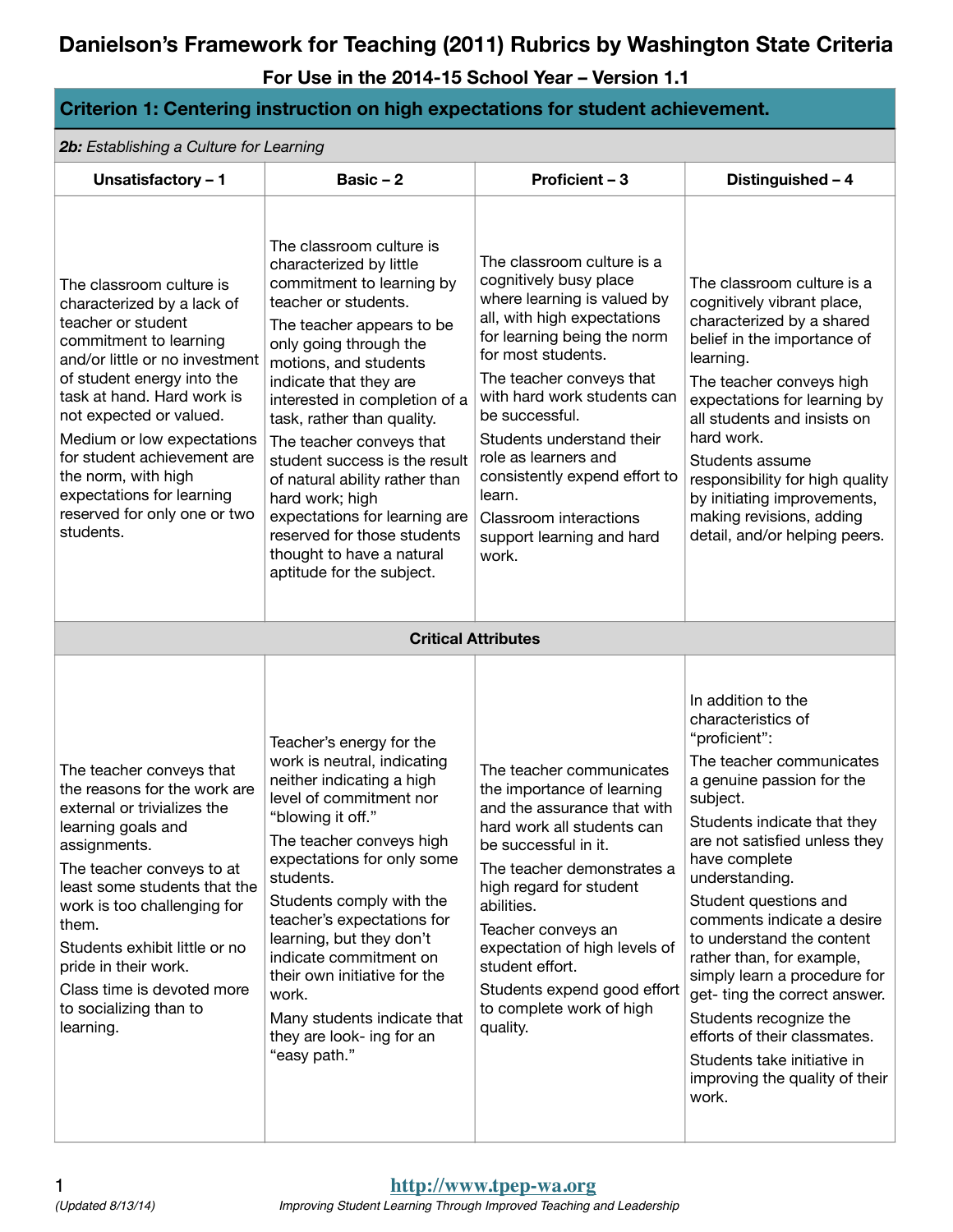# Danielson's Framework for Teaching (2011) Rubrics by Washington State Criteria

**For Use in the 2014-15 School Year – Version 1.1**

## Criterion 1: Centering instruction on high expectations for student achievement.

***2b:** Establishing a Culture for Learning*

| Unsatisfactory – 1 | Basic – 2 | Proficient – 3 | Distinguished – 4 |
|---|---|---|---|
| The classroom culture is characterized by a lack of teacher or student commitment to learning and/or little or no investment of student energy into the task at hand. Hard work is not expected or valued.<br>Medium or low expectations for student achievement are the norm, with high expectations for learning reserved for only one or two students. | The classroom culture is characterized by little commitment to learning by teacher or students.<br>The teacher appears to be only going through the motions, and students indicate that they are interested in completion of a task, rather than quality.<br>The teacher conveys that student success is the result of natural ability rather than hard work; high expectations for learning are reserved for those students thought to have a natural aptitude for the subject. | The classroom culture is a cognitively busy place where learning is valued by all, with high expectations for learning being the norm for most students.<br>The teacher conveys that with hard work students can be successful.<br>Students understand their role as learners and consistently expend effort to learn.<br>Classroom interactions support learning and hard work. | The classroom culture is a cognitively vibrant place, characterized by a shared belief in the importance of learning.<br>The teacher conveys high expectations for learning by all students and insists on hard work.<br>Students assume responsibility for high quality by initiating improvements, making revisions, adding detail, and/or helping peers. |
| **Critical Attributes** | | | |
| The teacher conveys that the reasons for the work are external or trivializes the learning goals and assignments.<br>The teacher conveys to at least some students that the work is too challenging for them.<br>Students exhibit little or no pride in their work.<br>Class time is devoted more to socializing than to learning. | Teacher's energy for the work is neutral, indicating neither indicating a high level of commitment nor "blowing it off."<br>The teacher conveys high expectations for only some students.<br>Students comply with the teacher's expectations for learning, but they don't indicate commitment on their own initiative for the work.<br>Many students indicate that they are look- ing for an "easy path." | The teacher communicates the importance of learning and the assurance that with hard work all students can be successful in it.<br>The teacher demonstrates a high regard for student abilities.<br>Teacher conveys an expectation of high levels of student effort.<br>Students expend good effort to complete work of high quality. | In addition to the characteristics of "proficient":<br>The teacher communicates a genuine passion for the subject.<br>Students indicate that they are not satisfied unless they have complete understanding.<br>Student questions and comments indicate a desire to understand the content rather than, for example, simply learn a procedure for get- ting the correct answer.<br>Students recognize the efforts of their classmates.<br>Students take initiative in improving the quality of their work. |

(Updated 8/13/14)

http://www.tpep-wa.org

*Improving Student Learning Through Improved Teaching and Leadership*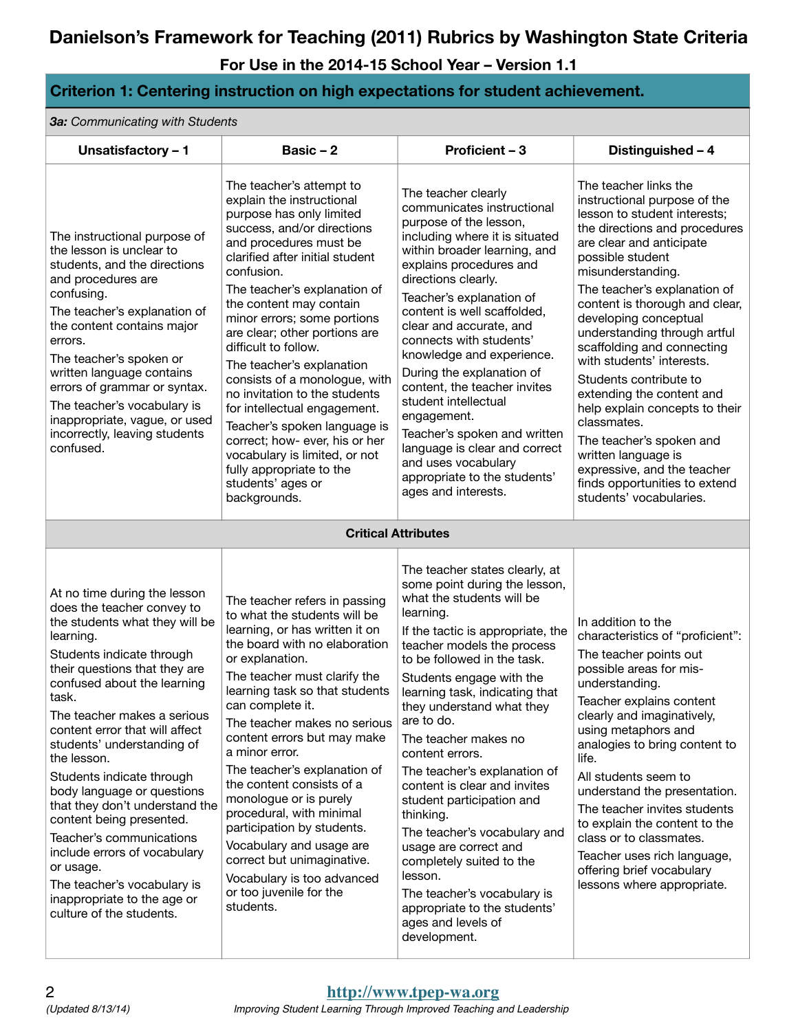# Danielson's Framework for Teaching (2011) Rubrics by Washington State Criteria

**For Use in the 2014-15 School Year – Version 1.1**

## Criterion 1: Centering instruction on high expectations for student achievement.

***3a:** Communicating with Students*

| Unsatisfactory – 1 | Basic – 2 | Proficient – 3 | Distinguished – 4 |
|---|---|---|---|
| The instructional purpose of the lesson is unclear to students, and the directions and procedures are confusing.<br>The teacher's explanation of the content contains major errors.<br>The teacher's spoken or written language contains errors of grammar or syntax.<br>The teacher's vocabulary is inappropriate, vague, or used incorrectly, leaving students confused. | The teacher's attempt to explain the instructional purpose has only limited success, and/or directions and procedures must be clarified after initial student confusion.<br>The teacher's explanation of the content may contain minor errors; some portions are clear; other portions are difficult to follow.<br>The teacher's explanation consists of a monologue, with no invitation to the students for intellectual engagement.<br>Teacher's spoken language is correct; how- ever, his or her vocabulary is limited, or not fully appropriate to the students' ages or backgrounds. | The teacher clearly communicates instructional purpose of the lesson, including where it is situated within broader learning, and explains procedures and directions clearly.<br>Teacher's explanation of content is well scaffolded, clear and accurate, and connects with students' knowledge and experience.<br>During the explanation of content, the teacher invites student intellectual engagement.<br>Teacher's spoken and written language is clear and correct and uses vocabulary appropriate to the students' ages and interests. | The teacher links the instructional purpose of the lesson to student interests; the directions and procedures are clear and anticipate possible student misunderstanding.<br>The teacher's explanation of content is thorough and clear, developing conceptual understanding through artful scaffolding and connecting with students' interests.<br>Students contribute to extending the content and help explain concepts to their classmates.<br>The teacher's spoken and written language is expressive, and the teacher finds opportunities to extend students' vocabularies. |
| **Critical Attributes** | | | |
| At no time during the lesson does the teacher convey to the students what they will be learning.<br>Students indicate through their questions that they are confused about the learning task.<br>The teacher makes a serious content error that will affect students' understanding of the lesson.<br>Students indicate through body language or questions that they don't understand the content being presented.<br>Teacher's communications include errors of vocabulary or usage.<br>The teacher's vocabulary is inappropriate to the age or culture of the students. | The teacher refers in passing to what the students will be learning, or has written it on the board with no elaboration or explanation.<br>The teacher must clarify the learning task so that students can complete it.<br>The teacher makes no serious content errors but may make a minor error.<br>The teacher's explanation of the content consists of a monologue or is purely procedural, with minimal participation by students.<br>Vocabulary and usage are correct but unimaginative.<br>Vocabulary is too advanced or too juvenile for the students. | The teacher states clearly, at some point during the lesson, what the students will be learning.<br>If the tactic is appropriate, the teacher models the process to be followed in the task.<br>Students engage with the learning task, indicating that they understand what they are to do.<br>The teacher makes no content errors.<br>The teacher's explanation of content is clear and invites student participation and thinking.<br>The teacher's vocabulary and usage are correct and completely suited to the lesson.<br>The teacher's vocabulary is appropriate to the students' ages and levels of development. | In addition to the characteristics of "proficient":<br>The teacher points out possible areas for mis-understanding.<br>Teacher explains content clearly and imaginatively, using metaphors and analogies to bring content to life.<br>All students seem to understand the presentation.<br>The teacher invites students to explain the content to the class or to classmates.<br>Teacher uses rich language, offering brief vocabulary lessons where appropriate. |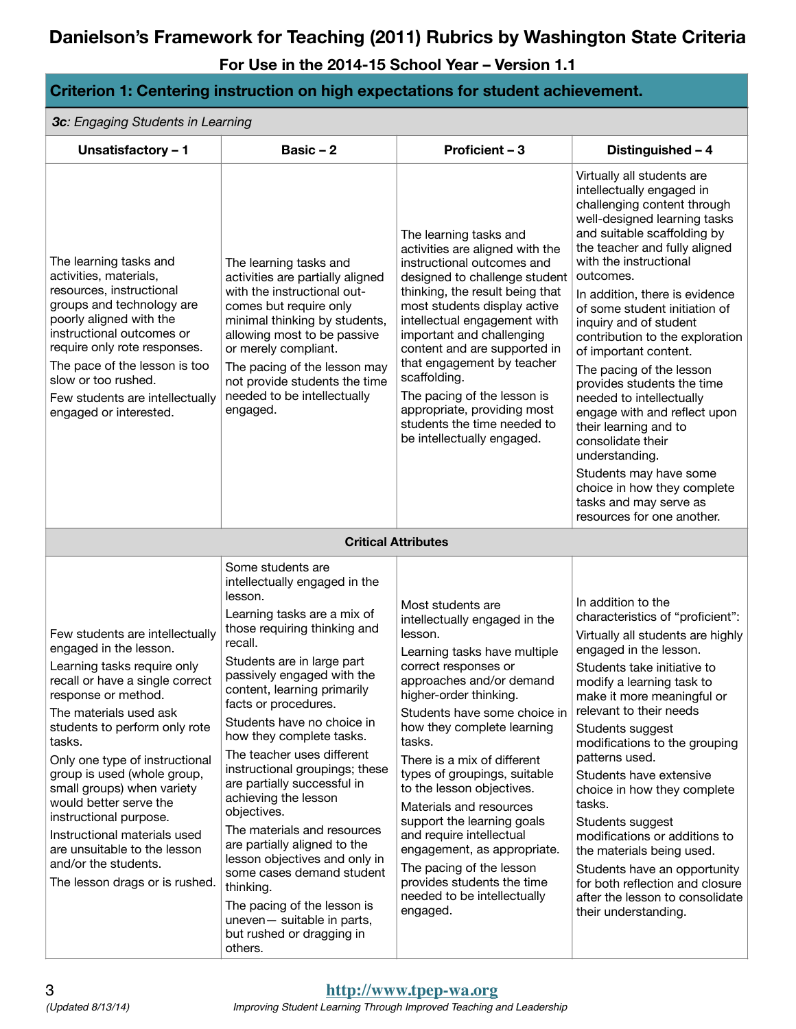# Danielson's Framework for Teaching (2011) Rubrics by Washington State Criteria

**For Use in the 2014-15 School Year – Version 1.1**

## Criterion 1: Centering instruction on high expectations for student achievement.

***3c**: Engaging Students in Learning*

| Unsatisfactory – 1 | Basic – 2 | Proficient – 3 | Distinguished – 4 |
|---|---|---|---|
| The learning tasks and activities, materials, resources, instructional groups and technology are poorly aligned with the instructional outcomes or require only rote responses.<br>The pace of the lesson is too slow or too rushed.<br>Few students are intellectually engaged or interested. | The learning tasks and activities are partially aligned with the instructional outcomes but require only minimal thinking by students, allowing most to be passive or merely compliant.<br>The pacing of the lesson may not provide students the time needed to be intellectually engaged. | The learning tasks and activities are aligned with the instructional outcomes and designed to challenge student thinking, the result being that most students display active intellectual engagement with important and challenging content and are supported in that engagement by teacher scaffolding.<br>The pacing of the lesson is appropriate, providing most students the time needed to be intellectually engaged. | Virtually all students are intellectually engaged in challenging content through well-designed learning tasks and suitable scaffolding by the teacher and fully aligned with the instructional outcomes.<br>In addition, there is evidence of some student initiation of inquiry and of student contribution to the exploration of important content.<br>The pacing of the lesson provides students the time needed to intellectually engage with and reflect upon their learning and to consolidate their understanding.<br>Students may have some choice in how they complete tasks and may serve as resources for one another. |
| **Critical Attributes** | | | |
| Few students are intellectually engaged in the lesson.<br>Learning tasks require only recall or have a single correct response or method.<br>The materials used ask students to perform only rote tasks.<br>Only one type of instructional group is used (whole group, small groups) when variety would better serve the instructional purpose.<br>Instructional materials used are unsuitable to the lesson and/or the students.<br>The lesson drags or is rushed. | Some students are intellectually engaged in the lesson.<br>Learning tasks are a mix of those requiring thinking and recall.<br>Students are in large part passively engaged with the content, learning primarily facts or procedures.<br>Students have no choice in how they complete tasks.<br>The teacher uses different instructional groupings; these are partially successful in achieving the lesson objectives.<br>The materials and resources are partially aligned to the lesson objectives and only in some cases demand student thinking.<br>The pacing of the lesson is uneven— suitable in parts, but rushed or dragging in others. | Most students are intellectually engaged in the lesson.<br>Learning tasks have multiple correct responses or approaches and/or demand higher-order thinking.<br>Students have some choice in how they complete learning tasks.<br>There is a mix of different types of groupings, suitable to the lesson objectives.<br>Materials and resources support the learning goals and require intellectual engagement, as appropriate.<br>The pacing of the lesson provides students the time needed to be intellectually engaged. | In addition to the characteristics of "proficient":<br>Virtually all students are highly engaged in the lesson.<br>Students take initiative to modify a learning task to make it more meaningful or relevant to their needs<br>Students suggest modifications to the grouping patterns used.<br>Students have extensive choice in how they complete tasks.<br>Students suggest modifications or additions to the materials being used.<br>Students have an opportunity for both reflection and closure after the lesson to consolidate their understanding. |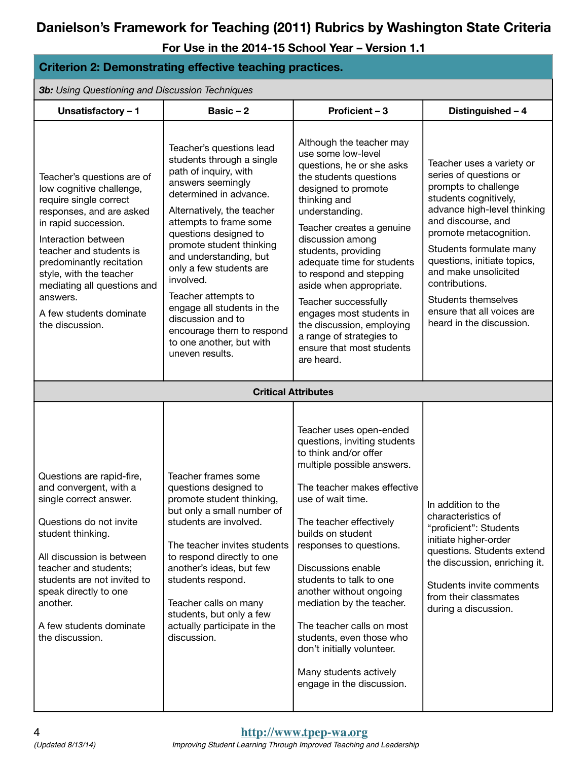# Danielson's Framework for Teaching (2011) Rubrics by Washington State Criteria

**For Use in the 2014-15 School Year – Version 1.1**

## Criterion 2: Demonstrating effective teaching practices.

***3b:*** *Using Questioning and Discussion Techniques*

| Unsatisfactory – 1 | Basic – 2 | Proficient – 3 | Distinguished – 4 |
|---|---|---|---|
| Teacher's questions are of low cognitive challenge, require single correct responses, and are asked in rapid succession.<br><br>Interaction between teacher and students is predominantly recitation style, with the teacher mediating all questions and answers.<br><br>A few students dominate the discussion. | Teacher's questions lead students through a single path of inquiry, with answers seemingly determined in advance.<br><br>Alternatively, the teacher attempts to frame some questions designed to promote student thinking and understanding, but only a few students are involved.<br><br>Teacher attempts to engage all students in the discussion and to encourage them to respond to one another, but with uneven results. | Although the teacher may use some low-level questions, he or she asks the students questions designed to promote thinking and understanding.<br><br>Teacher creates a genuine discussion among students, providing adequate time for students to respond and stepping aside when appropriate.<br><br>Teacher successfully engages most students in the discussion, employing a range of strategies to ensure that most students are heard. | Teacher uses a variety or series of questions or prompts to challenge students cognitively, advance high-level thinking and discourse, and promote metacognition.<br><br>Students formulate many questions, initiate topics, and make unsolicited contributions.<br><br>Students themselves ensure that all voices are heard in the discussion. |
| **Critical Attributes** | | | |
| Questions are rapid-fire, and convergent, with a single correct answer.<br><br>Questions do not invite student thinking.<br><br>All discussion is between teacher and students; students are not invited to speak directly to one another.<br><br>A few students dominate the discussion. | Teacher frames some questions designed to promote student thinking, but only a small number of students are involved.<br><br>The teacher invites students to respond directly to one another's ideas, but few students respond.<br><br>Teacher calls on many students, but only a few actually participate in the discussion. | Teacher uses open-ended questions, inviting students to think and/or offer multiple possible answers.<br><br>The teacher makes effective use of wait time.<br><br>The teacher effectively builds on student responses to questions.<br><br>Discussions enable students to talk to one another without ongoing mediation by the teacher.<br><br>The teacher calls on most students, even those who don't initially volunteer.<br><br>Many students actively engage in the discussion. | In addition to the characteristics of "proficient": Students initiate higher-order questions. Students extend the discussion, enriching it.<br><br>Students invite comments from their classmates during a discussion. |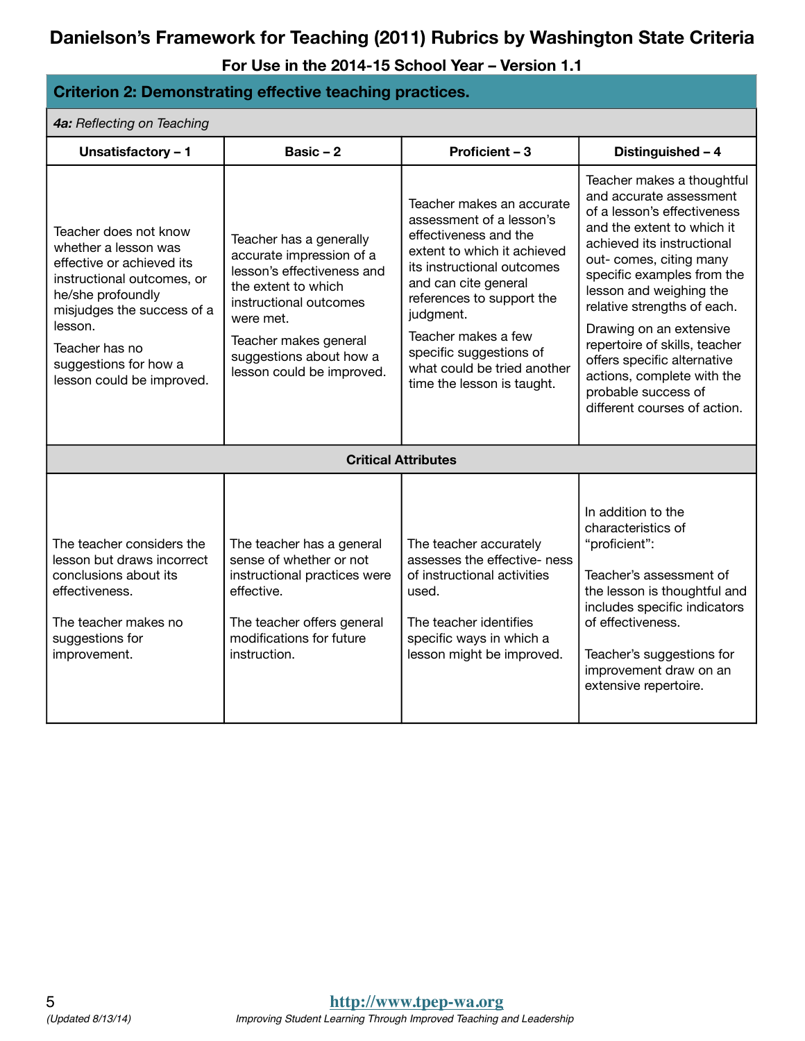# Danielson's Framework for Teaching (2011) Rubrics by Washington State Criteria

**For Use in the 2014-15 School Year – Version 1.1**

## Criterion 2: Demonstrating effective teaching practices.

***4a:** Reflecting on Teaching*

| Unsatisfactory – 1 | Basic – 2 | Proficient – 3 | Distinguished – 4 |
|---|---|---|---|
| Teacher does not know whether a lesson was effective or achieved its instructional outcomes, or he/she profoundly misjudges the success of a lesson.<br><br>Teacher has no suggestions for how a lesson could be improved. | Teacher has a generally accurate impression of a lesson's effectiveness and the extent to which instructional outcomes were met.<br><br>Teacher makes general suggestions about how a lesson could be improved. | Teacher makes an accurate assessment of a lesson's effectiveness and the extent to which it achieved its instructional outcomes and can cite general references to support the judgment.<br><br>Teacher makes a few specific suggestions of what could be tried another time the lesson is taught. | Teacher makes a thoughtful and accurate assessment of a lesson's effectiveness and the extent to which it achieved its instructional out- comes, citing many specific examples from the lesson and weighing the relative strengths of each.<br><br>Drawing on an extensive repertoire of skills, teacher offers specific alternative actions, complete with the probable success of different courses of action. |
| **Critical Attributes** | | | |
| The teacher considers the lesson but draws incorrect conclusions about its effectiveness.<br><br>The teacher makes no suggestions for improvement. | The teacher has a general sense of whether or not instructional practices were effective.<br><br>The teacher offers general modifications for future instruction. | The teacher accurately assesses the effective- ness of instructional activities used.<br><br>The teacher identifies specific ways in which a lesson might be improved. | In addition to the characteristics of "proficient":<br><br>Teacher's assessment of the lesson is thoughtful and includes specific indicators of effectiveness.<br><br>Teacher's suggestions for improvement draw on an extensive repertoire. |

(Updated 8/13/14)

http://www.tpep-wa.org

*Improving Student Learning Through Improved Teaching and Leadership*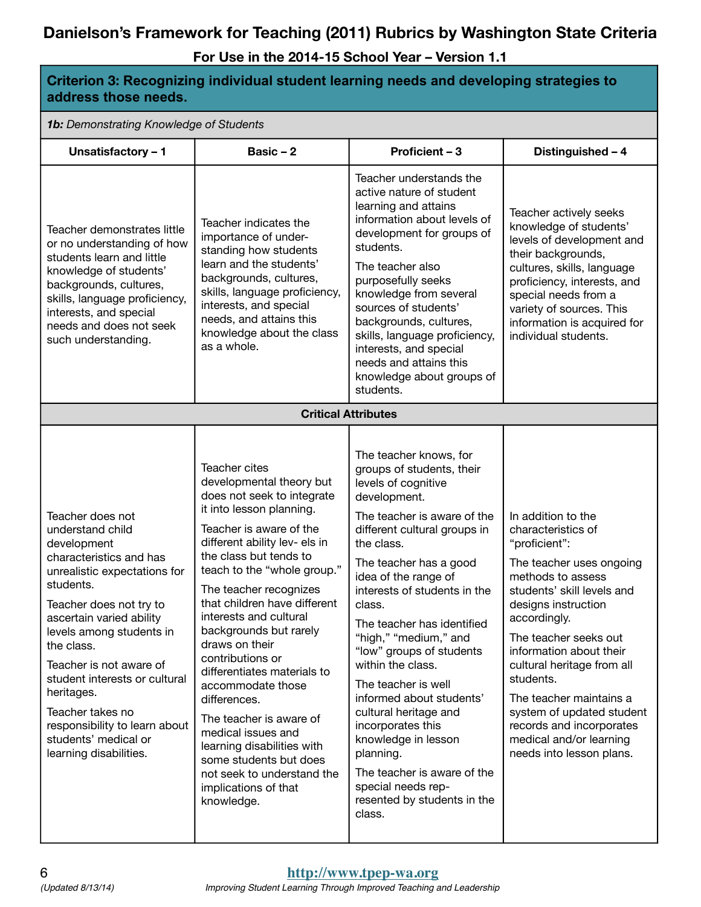# Danielson's Framework for Teaching (2011) Rubrics by Washington State Criteria

## For Use in the 2014-15 School Year – Version 1.1

| **Criterion 3: Recognizing individual student learning needs and developing strategies to address those needs.** | | | |
|---|---|---|---|
| ***1b:** Demonstrating Knowledge of Students* | | | |
| **Unsatisfactory – 1** | **Basic – 2** | **Proficient – 3** | **Distinguished – 4** |
| Teacher demonstrates little or no understanding of how students learn and little knowledge of students' backgrounds, cultures, skills, language proficiency, interests, and special needs and does not seek such understanding. | Teacher indicates the importance of under-standing how students learn and the students' backgrounds, cultures, skills, language proficiency, interests, and special needs, and attains this knowledge about the class as a whole. | Teacher understands the active nature of student learning and attains information about levels of development for groups of students.<br><br>The teacher also purposefully seeks knowledge from several sources of students' backgrounds, cultures, skills, language proficiency, interests, and special needs and attains this knowledge about groups of students. | Teacher actively seeks knowledge of students' levels of development and their backgrounds, cultures, skills, language proficiency, interests, and special needs from a variety of sources. This information is acquired for individual students. |
| **Critical Attributes** | | | |
| Teacher does not understand child development characteristics and has unrealistic expectations for students.<br><br>Teacher does not try to ascertain varied ability levels among students in the class.<br><br>Teacher is not aware of student interests or cultural heritages.<br><br>Teacher takes no responsibility to learn about students' medical or learning disabilities. | Teacher cites developmental theory but does not seek to integrate it into lesson planning.<br><br>Teacher is aware of the different ability lev- els in the class but tends to teach to the "whole group."<br><br>The teacher recognizes that children have different interests and cultural backgrounds but rarely draws on their contributions or differentiates materials to accommodate those differences.<br><br>The teacher is aware of medical issues and learning disabilities with some students but does not seek to understand the implications of that knowledge. | The teacher knows, for groups of students, their levels of cognitive development.<br><br>The teacher is aware of the different cultural groups in the class.<br><br>The teacher has a good idea of the range of interests of students in the class.<br><br>The teacher has identified "high," "medium," and "low" groups of students within the class.<br><br>The teacher is well informed about students' cultural heritage and incorporates this knowledge in lesson planning.<br><br>The teacher is aware of the special needs rep- resented by students in the class. | In addition to the characteristics of "proficient":<br><br>The teacher uses ongoing methods to assess students' skill levels and designs instruction accordingly.<br><br>The teacher seeks out information about their cultural heritage from all students.<br><br>The teacher maintains a system of updated student records and incorporates medical and/or learning needs into lesson plans. |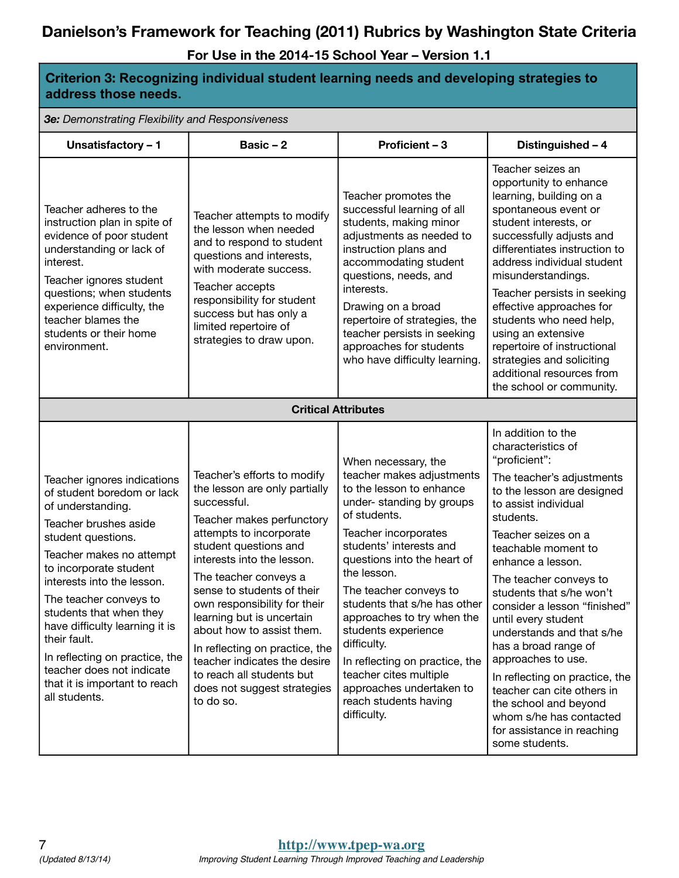# Danielson's Framework for Teaching (2011) Rubrics by Washington State Criteria

**For Use in the 2014-15 School Year – Version 1.1**

## Criterion 3: Recognizing individual student learning needs and developing strategies to address those needs.

***3e:** Demonstrating Flexibility and Responsiveness*

| Unsatisfactory – 1 | Basic – 2 | Proficient – 3 | Distinguished – 4 |
|---|---|---|---|
| Teacher adheres to the instruction plan in spite of evidence of poor student understanding or lack of interest.<br><br>Teacher ignores student questions; when students experience difficulty, the teacher blames the students or their home environment. | Teacher attempts to modify the lesson when needed and to respond to student questions and interests, with moderate success.<br><br>Teacher accepts responsibility for student success but has only a limited repertoire of strategies to draw upon. | Teacher promotes the successful learning of all students, making minor adjustments as needed to instruction plans and accommodating student questions, needs, and interests.<br><br>Drawing on a broad repertoire of strategies, the teacher persists in seeking approaches for students who have difficulty learning. | Teacher seizes an opportunity to enhance learning, building on a spontaneous event or student interests, or successfully adjusts and differentiates instruction to address individual student misunderstandings.<br><br>Teacher persists in seeking effective approaches for students who need help, using an extensive repertoire of instructional strategies and soliciting additional resources from the school or community. |
| **Critical Attributes** | | | |
| Teacher ignores indications of student boredom or lack of understanding.<br><br>Teacher brushes aside student questions.<br><br>Teacher makes no attempt to incorporate student interests into the lesson.<br><br>The teacher conveys to students that when they have difficulty learning it is their fault.<br><br>In reflecting on practice, the teacher does not indicate that it is important to reach all students. | Teacher's efforts to modify the lesson are only partially successful.<br><br>Teacher makes perfunctory attempts to incorporate student questions and interests into the lesson.<br><br>The teacher conveys a sense to students of their own responsibility for their learning but is uncertain about how to assist them.<br><br>In reflecting on practice, the teacher indicates the desire to reach all students but does not suggest strategies to do so. | When necessary, the teacher makes adjustments to the lesson to enhance under- standing by groups of students.<br><br>Teacher incorporates students' interests and questions into the heart of the lesson.<br><br>The teacher conveys to students that s/he has other approaches to try when the students experience difficulty.<br><br>In reflecting on practice, the teacher cites multiple approaches undertaken to reach students having difficulty. | In addition to the characteristics of "proficient":<br><br>The teacher's adjustments to the lesson are designed to assist individual students.<br><br>Teacher seizes on a teachable moment to enhance a lesson.<br><br>The teacher conveys to students that s/he won't consider a lesson "finished" until every student understands and that s/he has a broad range of approaches to use.<br><br>In reflecting on practice, the teacher can cite others in the school and beyond whom s/he has contacted for assistance in reaching some students. |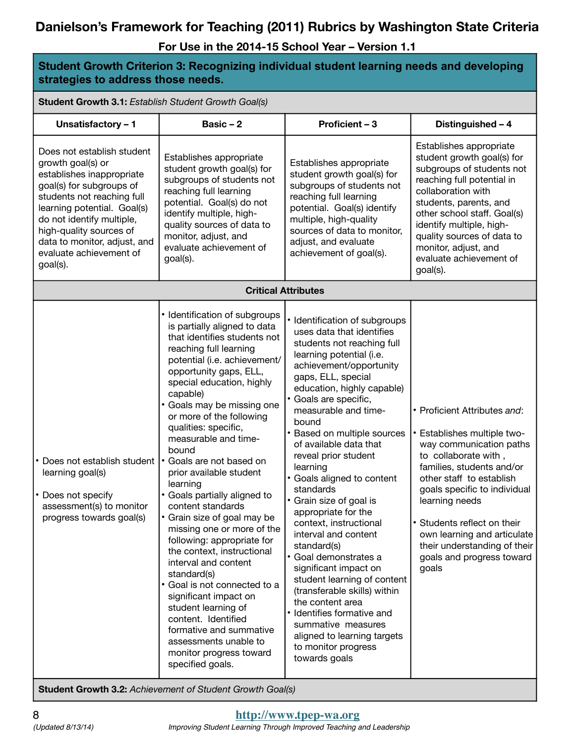# Danielson's Framework for Teaching (2011) Rubrics by Washington State Criteria

## For Use in the 2014-15 School Year – Version 1.1

### Student Growth Criterion 3: Recognizing individual student learning needs and developing strategies to address those needs.

**Student Growth 3.1:** *Establish Student Growth Goal(s)*

| Unsatisfactory – 1 | Basic – 2 | Proficient – 3 | Distinguished – 4 |
|---|---|---|---|
| Does not establish student growth goal(s) or establishes inappropriate goal(s) for subgroups of students not reaching full learning potential. Goal(s) do not identify multiple, high-quality sources of data to monitor, adjust, and evaluate achievement of goal(s). | Establishes appropriate student growth goal(s) for subgroups of students not reaching full learning potential. Goal(s) do not identify multiple, high-quality sources of data to monitor, adjust, and evaluate achievement of goal(s). | Establishes appropriate student growth goal(s) for subgroups of students not reaching full learning potential. Goal(s) identify multiple, high-quality sources of data to monitor, adjust, and evaluate achievement of goal(s). | Establishes appropriate student growth goal(s) for subgroups of students not reaching full potential in collaboration with students, parents, and other school staff. Goal(s) identify multiple, high-quality sources of data to monitor, adjust, and evaluate achievement of goal(s). |
| **Critical Attributes** | | | |
| • Does not establish student learning goal(s)<br><br>• Does not specify assessment(s) to monitor progress towards goal(s) | • Identification of subgroups is partially aligned to data that identifies students not reaching full learning potential (i.e. achievement/ opportunity gaps, ELL, special education, highly capable)<br>• Goals may be missing one or more of the following qualities: specific, measurable and time-bound<br>• Goals are not based on prior available student learning<br>• Goals partially aligned to content standards<br>• Grain size of goal may be missing one or more of the following: appropriate for the context, instructional interval and content standard(s)<br>• Goal is not connected to a significant impact on student learning of content. Identified formative and summative assessments unable to monitor progress toward specified goals. | • Identification of subgroups uses data that identifies students not reaching full learning potential (i.e. achievement/opportunity gaps, ELL, special education, highly capable)<br>• Goals are specific, measurable and time-bound<br>• Based on multiple sources of available data that reveal prior student learning<br>• Goals aligned to content standards<br>• Grain size of goal is appropriate for the context, instructional interval and content standard(s)<br>• Goal demonstrates a significant impact on student learning of content (transferable skills) within the content area<br>• Identifies formative and summative measures aligned to learning targets to monitor progress towards goals | • Proficient Attributes *and*:<br><br>• Establishes multiple two-way communication paths to collaborate with , families, students and/or other staff to establish goals specific to individual learning needs<br><br>• Students reflect on their own learning and articulate their understanding of their goals and progress toward goals |

**Student Growth 3.2:** *Achievement of Student Growth Goal(s)*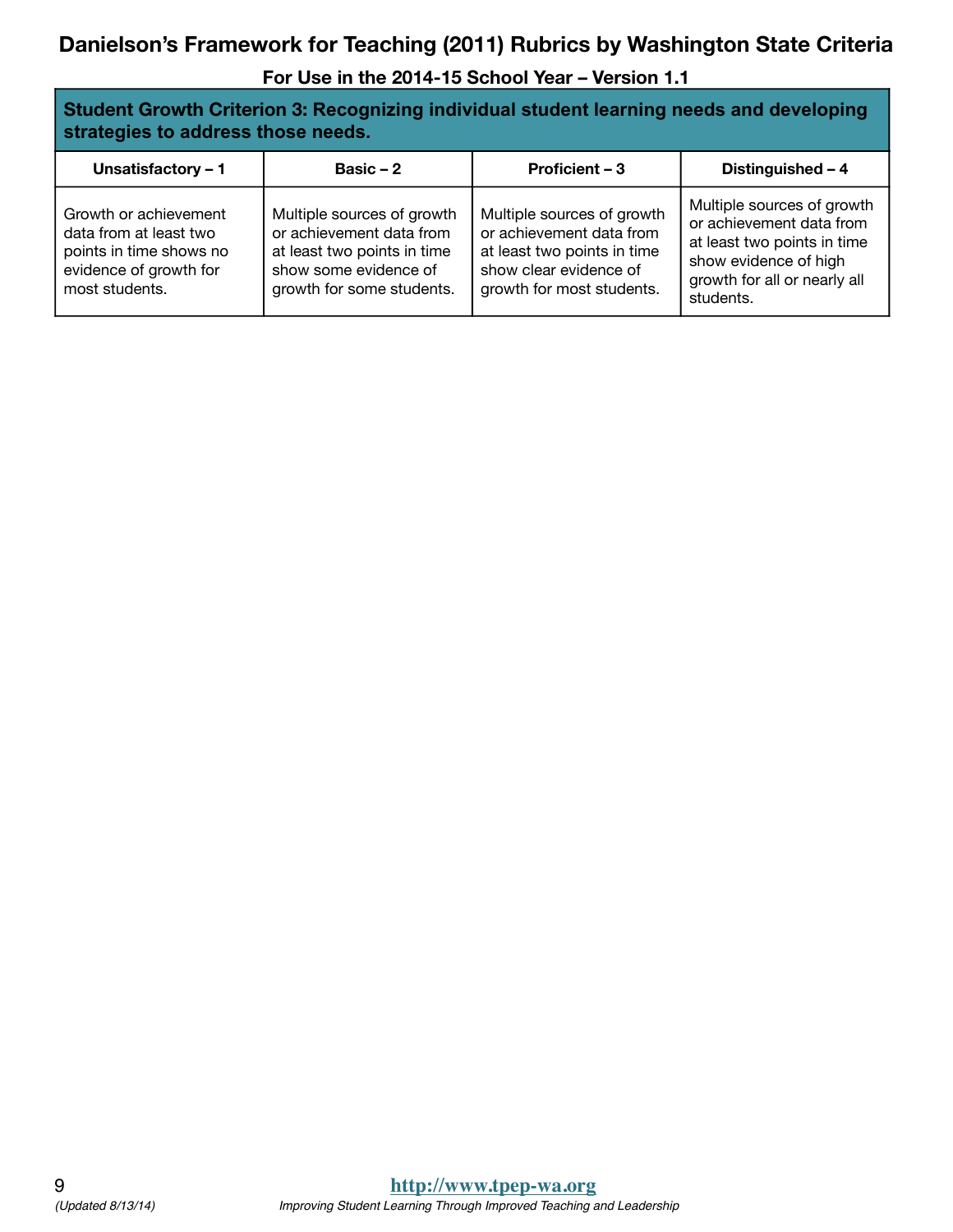# Danielson's Framework for Teaching (2011) Rubrics by Washington State Criteria

## For Use in the 2014-15 School Year – Version 1.1

| **Student Growth Criterion 3: Recognizing individual student learning needs and developing strategies to address those needs.** | | | |
|---|---|---|---|
| **Unsatisfactory – 1** | **Basic – 2** | **Proficient – 3** | **Distinguished – 4** |
| Growth or achievement data from at least two points in time shows no evidence of growth for most students. | Multiple sources of growth or achievement data from at least two points in time show some evidence of growth for some students. | Multiple sources of growth or achievement data from at least two points in time show clear evidence of growth for most students. | Multiple sources of growth or achievement data from at least two points in time show evidence of high growth for all or nearly all students. |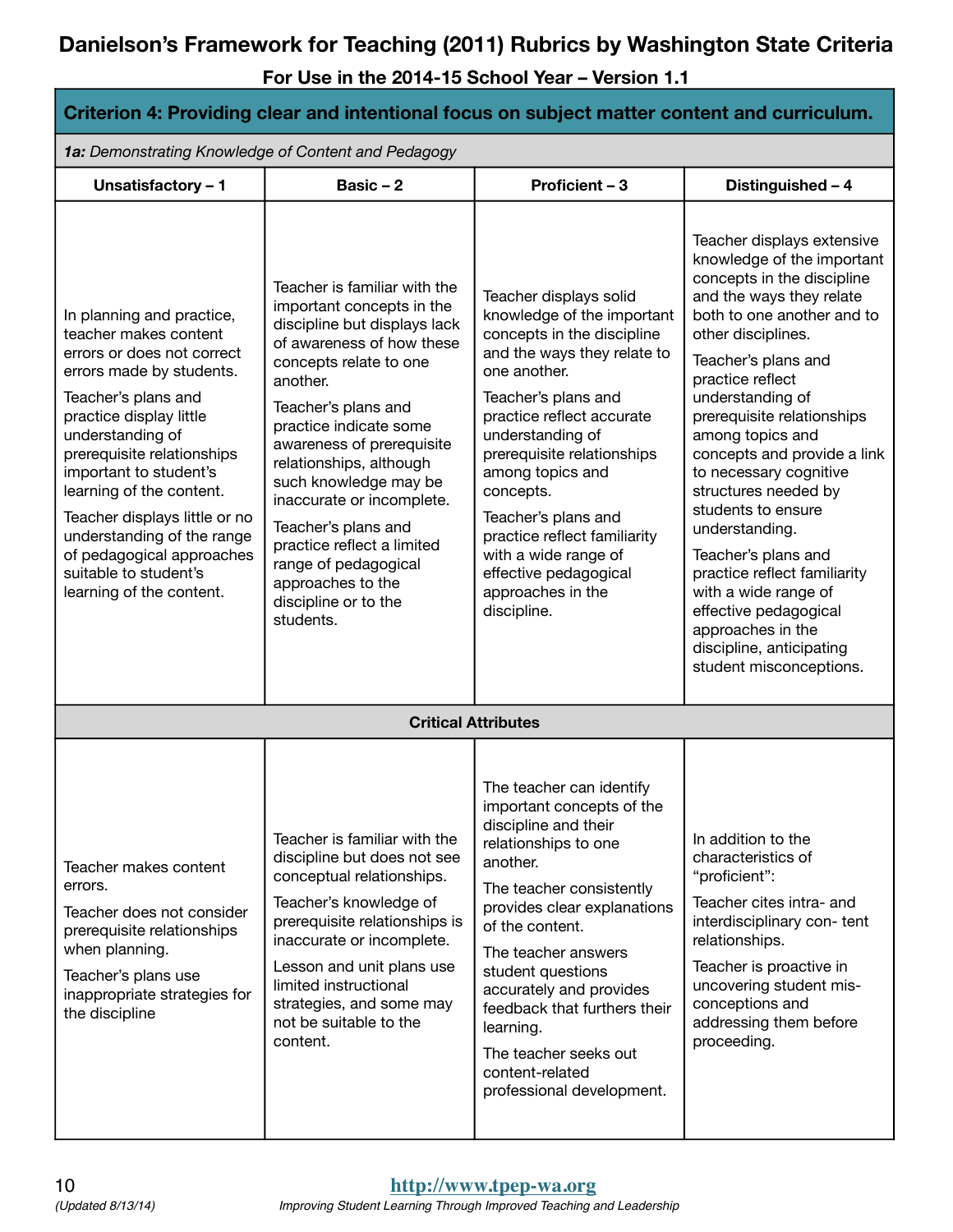# Danielson's Framework for Teaching (2011) Rubrics by Washington State Criteria

## For Use in the 2014-15 School Year – Version 1.1

| **Criterion 4: Providing clear and intentional focus on subject matter content and curriculum.** | | | |
|---|---|---|---|
| ***1a:** Demonstrating Knowledge of Content and Pedagogy* | | | |
| **Unsatisfactory – 1** | **Basic – 2** | **Proficient – 3** | **Distinguished – 4** |
| In planning and practice, teacher makes content errors or does not correct errors made by students.<br><br>Teacher's plans and practice display little understanding of prerequisite relationships important to student's learning of the content.<br><br>Teacher displays little or no understanding of the range of pedagogical approaches suitable to student's learning of the content. | Teacher is familiar with the important concepts in the discipline but displays lack of awareness of how these concepts relate to one another.<br><br>Teacher's plans and practice indicate some awareness of prerequisite relationships, although such knowledge may be inaccurate or incomplete.<br><br>Teacher's plans and practice reflect a limited range of pedagogical approaches to the discipline or to the students. | Teacher displays solid knowledge of the important concepts in the discipline and the ways they relate to one another.<br><br>Teacher's plans and practice reflect accurate understanding of prerequisite relationships among topics and concepts.<br><br>Teacher's plans and practice reflect familiarity with a wide range of effective pedagogical approaches in the discipline. | Teacher displays extensive knowledge of the important concepts in the discipline and the ways they relate both to one another and to other disciplines.<br><br>Teacher's plans and practice reflect understanding of prerequisite relationships among topics and concepts and provide a link to necessary cognitive structures needed by students to ensure understanding.<br><br>Teacher's plans and practice reflect familiarity with a wide range of effective pedagogical approaches in the discipline, anticipating student misconceptions. |
| **Critical Attributes** | | | |
| Teacher makes content errors.<br><br>Teacher does not consider prerequisite relationships when planning.<br><br>Teacher's plans use inappropriate strategies for the discipline | Teacher is familiar with the discipline but does not see conceptual relationships.<br><br>Teacher's knowledge of prerequisite relationships is inaccurate or incomplete.<br><br>Lesson and unit plans use limited instructional strategies, and some may not be suitable to the content. | The teacher can identify important concepts of the discipline and their relationships to one another.<br><br>The teacher consistently provides clear explanations of the content.<br><br>The teacher answers student questions accurately and provides feedback that furthers their learning.<br><br>The teacher seeks out content-related professional development. | In addition to the characteristics of "proficient":<br><br>Teacher cites intra- and interdisciplinary con- tent relationships.<br><br>Teacher is proactive in uncovering student mis- conceptions and addressing them before proceeding. |

(Updated 8/13/14)

http://www.tpep-wa.org

*Improving Student Learning Through Improved Teaching and Leadership*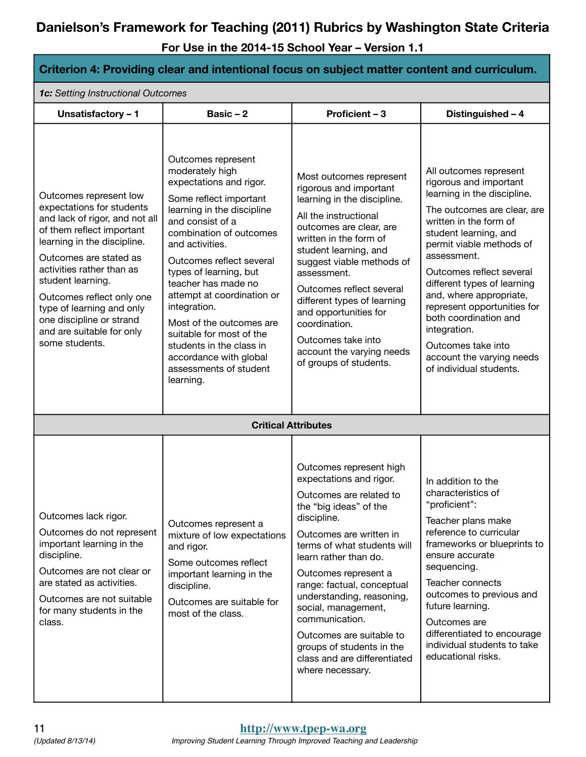# Danielson's Framework for Teaching (2011) Rubrics by Washington State Criteria

## For Use in the 2014-15 School Year – Version 1.1

### Criterion 4: Providing clear and intentional focus on subject matter content and curriculum.

***1c:** Setting Instructional Outcomes*

| Unsatisfactory – 1 | Basic – 2 | Proficient – 3 | Distinguished – 4 |
|---|---|---|---|
| Outcomes represent low expectations for students and lack of rigor, and not all of them reflect important learning in the discipline.<br><br>Outcomes are stated as activities rather than as student learning.<br><br>Outcomes reflect only one type of learning and only one discipline or strand and are suitable for only some students. | Outcomes represent moderately high expectations and rigor.<br><br>Some reflect important learning in the discipline and consist of a combination of outcomes and activities.<br><br>Outcomes reflect several types of learning, but teacher has made no attempt at coordination or integration.<br><br>Most of the outcomes are suitable for most of the students in the class in accordance with global assessments of student learning. | Most outcomes represent rigorous and important learning in the discipline.<br><br>All the instructional outcomes are clear, are written in the form of student learning, and suggest viable methods of assessment.<br><br>Outcomes reflect several different types of learning and opportunities for coordination.<br><br>Outcomes take into account the varying needs of groups of students. | All outcomes represent rigorous and important learning in the discipline.<br><br>The outcomes are clear, are written in the form of student learning, and permit viable methods of assessment.<br><br>Outcomes reflect several different types of learning and, where appropriate, represent opportunities for both coordination and integration.<br><br>Outcomes take into account the varying needs of individual students. |
| **Critical Attributes** | | | |
| Outcomes lack rigor.<br><br>Outcomes do not represent important learning in the discipline.<br><br>Outcomes are not clear or are stated as activities.<br><br>Outcomes are not suitable for many students in the class. | Outcomes represent a mixture of low expectations and rigor.<br><br>Some outcomes reflect important learning in the discipline.<br><br>Outcomes are suitable for most of the class. | Outcomes represent high expectations and rigor.<br><br>Outcomes are related to the "big ideas" of the discipline.<br><br>Outcomes are written in terms of what students will learn rather than do.<br><br>Outcomes represent a range: factual, conceptual understanding, reasoning, social, management, communication.<br><br>Outcomes are suitable to groups of students in the class and are differentiated where necessary. | In addition to the characteristics of "proficient":<br><br>Teacher plans make reference to curricular frameworks or blueprints to ensure accurate sequencing.<br><br>Teacher connects outcomes to previous and future learning.<br><br>Outcomes are differentiated to encourage individual students to take educational risks. |

http://www.tpep-wa.org

*(Updated 8/13/14)*

*Improving Student Learning Through Improved Teaching and Leadership*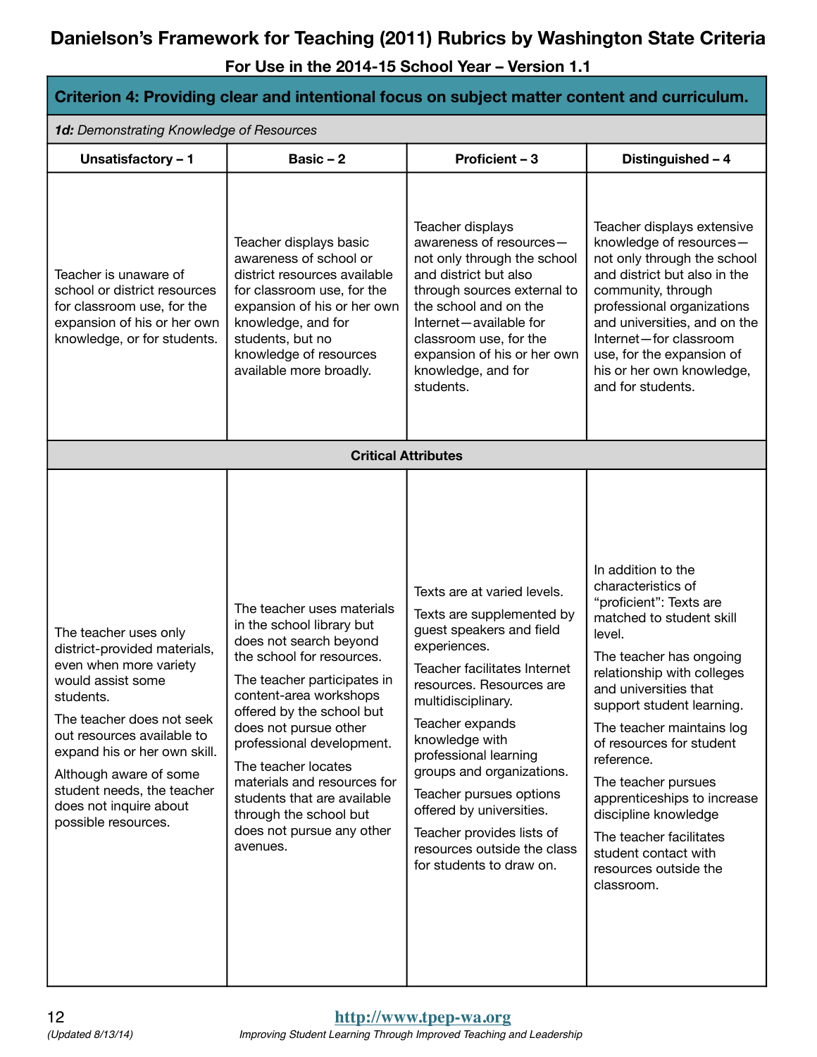# Danielson's Framework for Teaching (2011) Rubrics by Washington State Criteria

**For Use in the 2014-15 School Year – Version 1.1**

## Criterion 4: Providing clear and intentional focus on subject matter content and curriculum.

***1d:** Demonstrating Knowledge of Resources*

| Unsatisfactory – 1 | Basic – 2 | Proficient – 3 | Distinguished – 4 |
|---|---|---|---|
| Teacher is unaware of school or district resources for classroom use, for the expansion of his or her own knowledge, or for students. | Teacher displays basic awareness of school or district resources available for classroom use, for the expansion of his or her own knowledge, and for students, but no knowledge of resources available more broadly. | Teacher displays awareness of resources—not only through the school and district but also through sources external to the school and on the Internet—available for classroom use, for the expansion of his or her own knowledge, and for students. | Teacher displays extensive knowledge of resources—not only through the school and district but also in the community, through professional organizations and universities, and on the Internet—for classroom use, for the expansion of his or her own knowledge, and for students. |
| **Critical Attributes** | | | |
| The teacher uses only district-provided materials, even when more variety would assist some students.<br><br>The teacher does not seek out resources available to expand his or her own skill.<br><br>Although aware of some student needs, the teacher does not inquire about possible resources. | The teacher uses materials in the school library but does not search beyond the school for resources.<br><br>The teacher participates in content-area workshops offered by the school but does not pursue other professional development.<br><br>The teacher locates materials and resources for students that are available through the school but does not pursue any other avenues. | Texts are at varied levels.<br><br>Texts are supplemented by guest speakers and field experiences.<br><br>Teacher facilitates Internet resources. Resources are multidisciplinary.<br><br>Teacher expands knowledge with professional learning groups and organizations.<br><br>Teacher pursues options offered by universities.<br><br>Teacher provides lists of resources outside the class for students to draw on. | In addition to the characteristics of "proficient": Texts are matched to student skill level.<br><br>The teacher has ongoing relationship with colleges and universities that support student learning.<br><br>The teacher maintains log of resources for student reference.<br><br>The teacher pursues apprenticeships to increase discipline knowledge<br><br>The teacher facilitates student contact with resources outside the classroom. |

(Updated 8/13/14)

http://www.tpep-wa.org

*Improving Student Learning Through Improved Teaching and Leadership*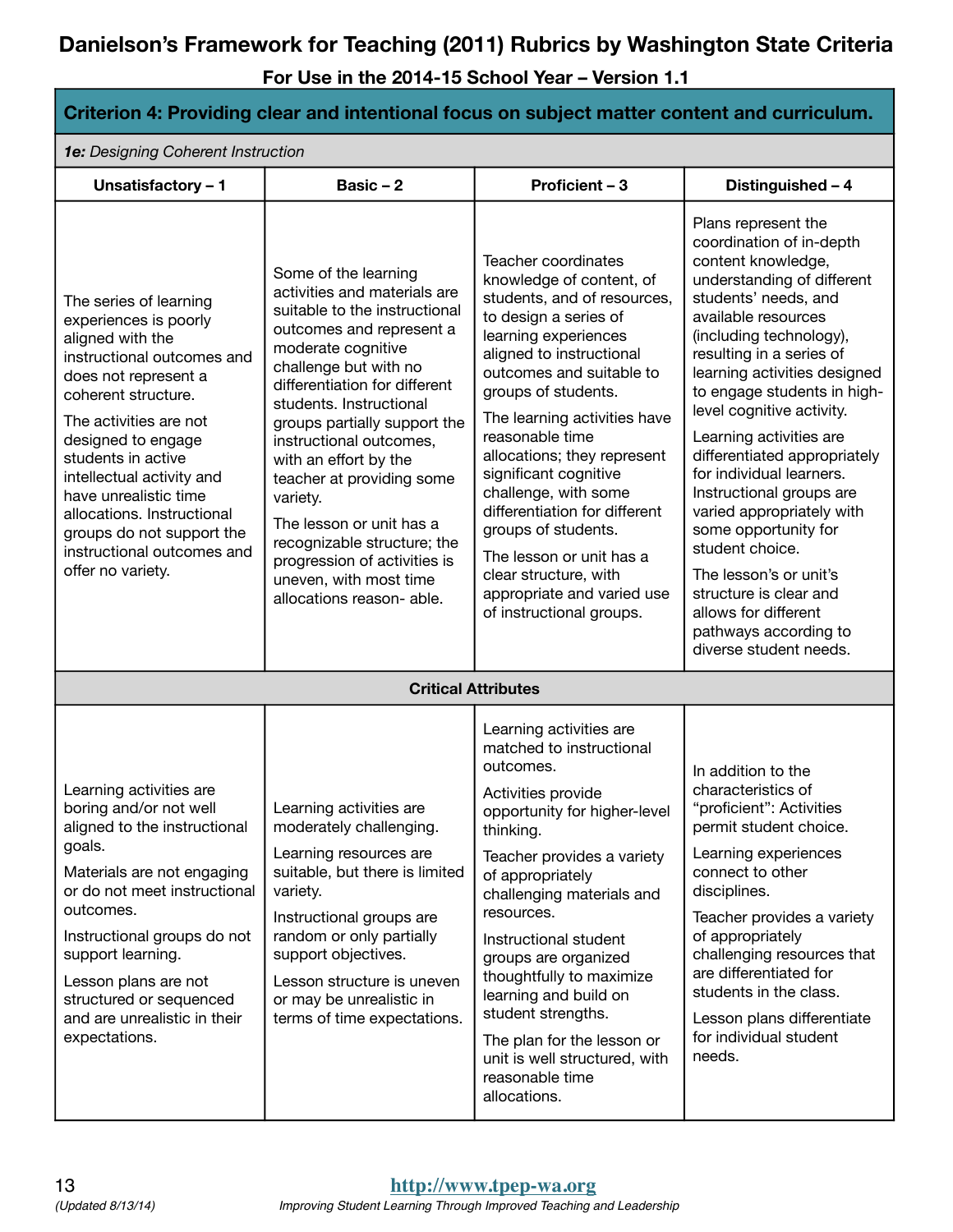# Danielson's Framework for Teaching (2011) Rubrics by Washington State Criteria

**For Use in the 2014-15 School Year – Version 1.1**

## Criterion 4: Providing clear and intentional focus on subject matter content and curriculum.

***1e:** Designing Coherent Instruction*

| Unsatisfactory – 1 | Basic – 2 | Proficient – 3 | Distinguished – 4 |
|---|---|---|---|
| The series of learning experiences is poorly aligned with the instructional outcomes and does not represent a coherent structure.<br><br>The activities are not designed to engage students in active intellectual activity and have unrealistic time allocations. Instructional groups do not support the instructional outcomes and offer no variety. | Some of the learning activities and materials are suitable to the instructional outcomes and represent a moderate cognitive challenge but with no differentiation for different students. Instructional groups partially support the instructional outcomes, with an effort by the teacher at providing some variety.<br><br>The lesson or unit has a recognizable structure; the progression of activities is uneven, with most time allocations reason- able. | Teacher coordinates knowledge of content, of students, and of resources, to design a series of learning experiences aligned to instructional outcomes and suitable to groups of students.<br><br>The learning activities have reasonable time allocations; they represent significant cognitive challenge, with some differentiation for different groups of students.<br><br>The lesson or unit has a clear structure, with appropriate and varied use of instructional groups. | Plans represent the coordination of in-depth content knowledge, understanding of different students' needs, and available resources (including technology), resulting in a series of learning activities designed to engage students in high-level cognitive activity.<br><br>Learning activities are differentiated appropriately for individual learners. Instructional groups are varied appropriately with some opportunity for student choice.<br><br>The lesson's or unit's structure is clear and allows for different pathways according to diverse student needs. |
| **Critical Attributes** | | | |
| Learning activities are boring and/or not well aligned to the instructional goals.<br><br>Materials are not engaging or do not meet instructional outcomes.<br><br>Instructional groups do not support learning.<br><br>Lesson plans are not structured or sequenced and are unrealistic in their expectations. | Learning activities are moderately challenging.<br><br>Learning resources are suitable, but there is limited variety.<br><br>Instructional groups are random or only partially support objectives.<br><br>Lesson structure is uneven or may be unrealistic in terms of time expectations. | Learning activities are matched to instructional outcomes.<br><br>Activities provide opportunity for higher-level thinking.<br><br>Teacher provides a variety of appropriately challenging materials and resources.<br><br>Instructional student groups are organized thoughtfully to maximize learning and build on student strengths.<br><br>The plan for the lesson or unit is well structured, with reasonable time allocations. | In addition to the characteristics of "proficient": Activities permit student choice.<br><br>Learning experiences connect to other disciplines.<br><br>Teacher provides a variety of appropriately challenging resources that are differentiated for students in the class.<br><br>Lesson plans differentiate for individual student needs. |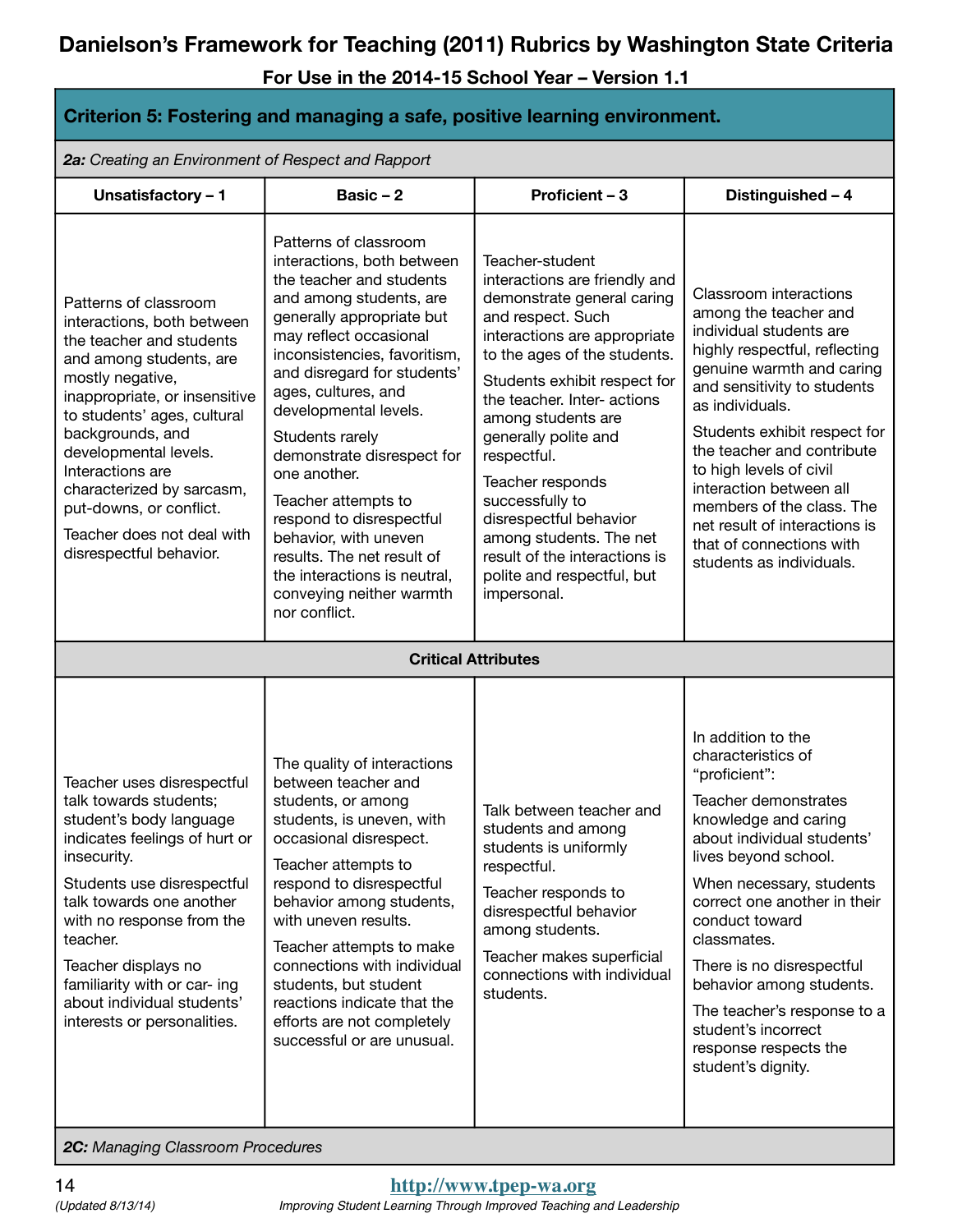# Danielson's Framework for Teaching (2011) Rubrics by Washington State Criteria

**For Use in the 2014-15 School Year – Version 1.1**

## Criterion 5: Fostering and managing a safe, positive learning environment.

*2a: Creating an Environment of Respect and Rapport*

| Unsatisfactory – 1 | Basic – 2 | Proficient – 3 | Distinguished – 4 |
|---|---|---|---|
| Patterns of classroom interactions, both between the teacher and students and among students, are mostly negative, inappropriate, or insensitive to students' ages, cultural backgrounds, and developmental levels. Interactions are characterized by sarcasm, put-downs, or conflict.<br><br>Teacher does not deal with disrespectful behavior. | Patterns of classroom interactions, both between the teacher and students and among students, are generally appropriate but may reflect occasional inconsistencies, favoritism, and disregard for students' ages, cultures, and developmental levels.<br><br>Students rarely demonstrate disrespect for one another.<br><br>Teacher attempts to respond to disrespectful behavior, with uneven results. The net result of the interactions is neutral, conveying neither warmth nor conflict. | Teacher-student interactions are friendly and demonstrate general caring and respect. Such interactions are appropriate to the ages of the students.<br><br>Students exhibit respect for the teacher. Inter- actions among students are generally polite and respectful.<br><br>Teacher responds successfully to disrespectful behavior among students. The net result of the interactions is polite and respectful, but impersonal. | Classroom interactions among the teacher and individual students are highly respectful, reflecting genuine warmth and caring and sensitivity to students as individuals.<br><br>Students exhibit respect for the teacher and contribute to high levels of civil interaction between all members of the class. The net result of interactions is that of connections with students as individuals. |
| **Critical Attributes** | | | |
| Teacher uses disrespectful talk towards students; student's body language indicates feelings of hurt or insecurity.<br><br>Students use disrespectful talk towards one another with no response from the teacher.<br><br>Teacher displays no familiarity with or car- ing about individual students' interests or personalities. | The quality of interactions between teacher and students, or among students, is uneven, with occasional disrespect.<br><br>Teacher attempts to respond to disrespectful behavior among students, with uneven results.<br><br>Teacher attempts to make connections with individual students, but student reactions indicate that the efforts are not completely successful or are unusual. | Talk between teacher and students and among students is uniformly respectful.<br><br>Teacher responds to disrespectful behavior among students.<br><br>Teacher makes superficial connections with individual students. | In addition to the characteristics of "proficient":<br><br>Teacher demonstrates knowledge and caring about individual students' lives beyond school.<br><br>When necessary, students correct one another in their conduct toward classmates.<br><br>There is no disrespectful behavior among students.<br><br>The teacher's response to a student's incorrect response respects the student's dignity. |

*2C: Managing Classroom Procedures*

(Updated 8/13/14)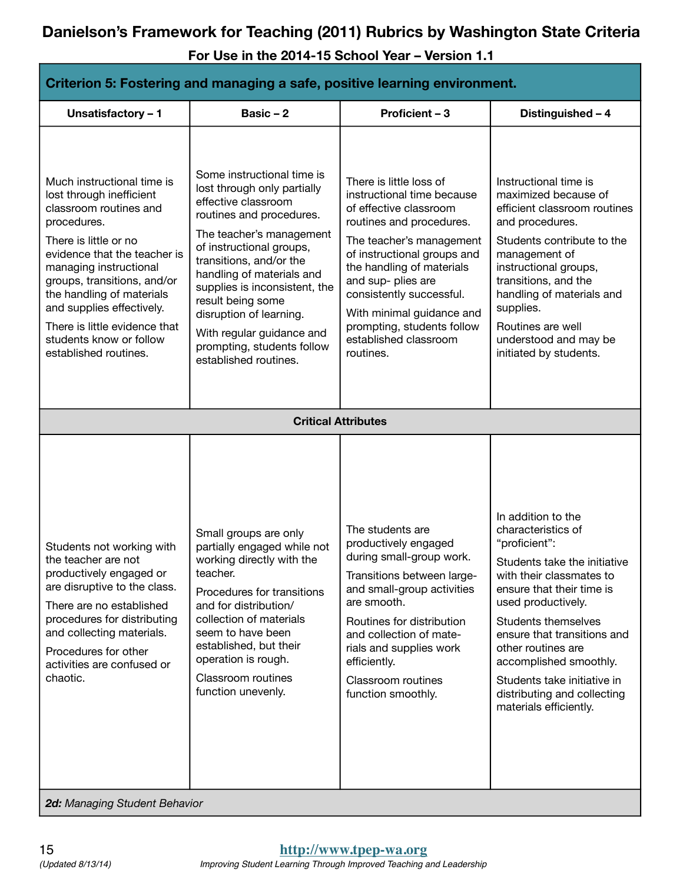# Danielson's Framework for Teaching (2011) Rubrics by Washington State Criteria

**For Use in the 2014-15 School Year – Version 1.1**

| Criterion 5: Fostering and managing a safe, positive learning environment. | | | |
|---|---|---|---|
| **Unsatisfactory – 1** | **Basic – 2** | **Proficient – 3** | **Distinguished – 4** |
| Much instructional time is lost through inefficient classroom routines and procedures.<br><br>There is little or no evidence that the teacher is managing instructional groups, transitions, and/or the handling of materials and supplies effectively.<br><br>There is little evidence that students know or follow established routines. | Some instructional time is lost through only partially effective classroom routines and procedures.<br><br>The teacher's management of instructional groups, transitions, and/or the handling of materials and supplies is inconsistent, the result being some disruption of learning.<br><br>With regular guidance and prompting, students follow established routines. | There is little loss of instructional time because of effective classroom routines and procedures.<br><br>The teacher's management of instructional groups and the handling of materials and sup- plies are consistently successful.<br><br>With minimal guidance and prompting, students follow established classroom routines. | Instructional time is maximized because of efficient classroom routines and procedures.<br><br>Students contribute to the management of instructional groups, transitions, and the handling of materials and supplies.<br><br>Routines are well understood and may be initiated by students. |
| **Critical Attributes** | | | |
| Students not working with the teacher are not productively engaged or are disruptive to the class.<br><br>There are no established procedures for distributing and collecting materials.<br><br>Procedures for other activities are confused or chaotic. | Small groups are only partially engaged while not working directly with the teacher.<br><br>Procedures for transitions and for distribution/ collection of materials seem to have been established, but their operation is rough.<br><br>Classroom routines function unevenly. | The students are productively engaged during small-group work.<br><br>Transitions between large- and small-group activities are smooth.<br><br>Routines for distribution and collection of mate- rials and supplies work efficiently.<br><br>Classroom routines function smoothly. | In addition to the characteristics of "proficient":<br><br>Students take the initiative with their classmates to ensure that their time is used productively.<br><br>Students themselves ensure that transitions and other routines are accomplished smoothly.<br><br>Students take initiative in distributing and collecting materials efficiently. |
| ***2d:** Managing Student Behavior* | | | |

(Updated 8/13/14)

http://www.tpep-wa.org

*Improving Student Learning Through Improved Teaching and Leadership*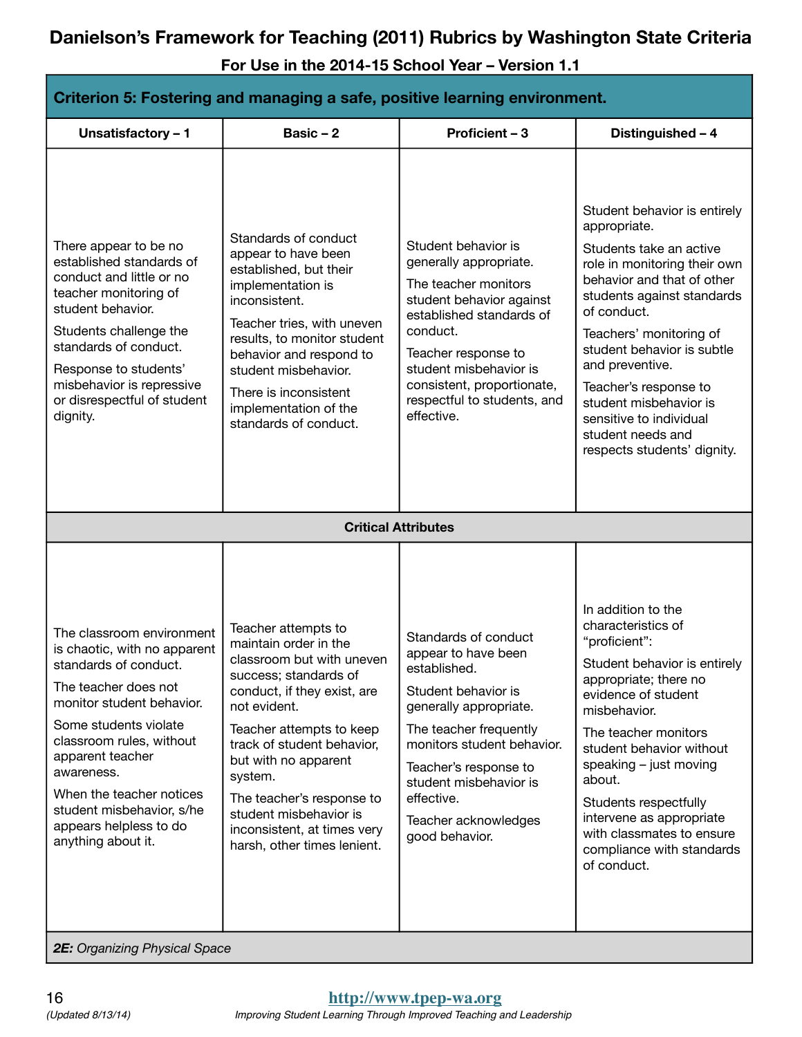# Danielson's Framework for Teaching (2011) Rubrics by Washington State Criteria

**For Use in the 2014-15 School Year – Version 1.1**

| **Criterion 5: Fostering and managing a safe, positive learning environment.** | | | |
|---|---|---|---|
| **Unsatisfactory – 1** | **Basic – 2** | **Proficient – 3** | **Distinguished – 4** |
| There appear to be no established standards of conduct and little or no teacher monitoring of student behavior.<br><br>Students challenge the standards of conduct.<br><br>Response to students' misbehavior is repressive or disrespectful of student dignity. | Standards of conduct appear to have been established, but their implementation is inconsistent.<br><br>Teacher tries, with uneven results, to monitor student behavior and respond to student misbehavior.<br><br>There is inconsistent implementation of the standards of conduct. | Student behavior is generally appropriate.<br><br>The teacher monitors student behavior against established standards of conduct.<br><br>Teacher response to student misbehavior is consistent, proportionate, respectful to students, and effective. | Student behavior is entirely appropriate.<br><br>Students take an active role in monitoring their own behavior and that of other students against standards of conduct.<br><br>Teachers' monitoring of student behavior is subtle and preventive.<br><br>Teacher's response to student misbehavior is sensitive to individual student needs and respects students' dignity. |
| **Critical Attributes** | | | |
| The classroom environment is chaotic, with no apparent standards of conduct.<br><br>The teacher does not monitor student behavior.<br><br>Some students violate classroom rules, without apparent teacher awareness.<br><br>When the teacher notices student misbehavior, s/he appears helpless to do anything about it. | Teacher attempts to maintain order in the classroom but with uneven success; standards of conduct, if they exist, are not evident.<br><br>Teacher attempts to keep track of student behavior, but with no apparent system.<br><br>The teacher's response to student misbehavior is inconsistent, at times very harsh, other times lenient. | Standards of conduct appear to have been established.<br><br>Student behavior is generally appropriate.<br><br>The teacher frequently monitors student behavior.<br><br>Teacher's response to student misbehavior is effective.<br><br>Teacher acknowledges good behavior. | In addition to the characteristics of "proficient":<br><br>Student behavior is entirely appropriate; there no evidence of student misbehavior.<br><br>The teacher monitors student behavior without speaking – just moving about.<br><br>Students respectfully intervene as appropriate with classmates to ensure compliance with standards of conduct. |
| ***2E:** Organizing Physical Space* | | | |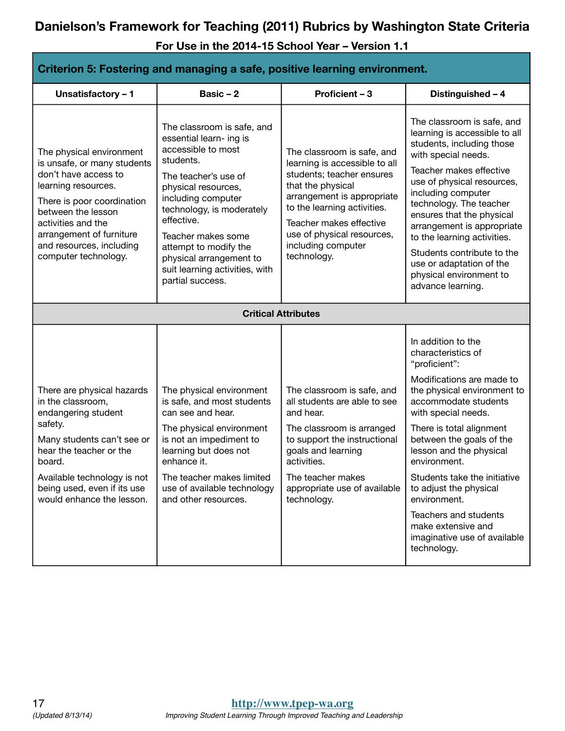# Danielson's Framework for Teaching (2011) Rubrics by Washington State Criteria

**For Use in the 2014-15 School Year – Version 1.1**

| Criterion 5: Fostering and managing a safe, positive learning environment. | | | |
|---|---|---|---|
| **Unsatisfactory – 1** | **Basic – 2** | **Proficient – 3** | **Distinguished – 4** |
| The physical environment is unsafe, or many students don't have access to learning resources.<br><br>There is poor coordination between the lesson activities and the arrangement of furniture and resources, including computer technology. | The classroom is safe, and essential learn- ing is accessible to most students.<br><br>The teacher's use of physical resources, including computer technology, is moderately effective.<br><br>Teacher makes some attempt to modify the physical arrangement to suit learning activities, with partial success. | The classroom is safe, and learning is accessible to all students; teacher ensures that the physical arrangement is appropriate to the learning activities.<br><br>Teacher makes effective use of physical resources, including computer technology. | The classroom is safe, and learning is accessible to all students, including those with special needs.<br><br>Teacher makes effective use of physical resources, including computer technology. The teacher ensures that the physical arrangement is appropriate to the learning activities.<br><br>Students contribute to the use or adaptation of the physical environment to advance learning. |
| **Critical Attributes** | | | |
| There are physical hazards in the classroom, endangering student safety.<br><br>Many students can't see or hear the teacher or the board.<br><br>Available technology is not being used, even if its use would enhance the lesson. | The physical environment is safe, and most students can see and hear.<br><br>The physical environment is not an impediment to learning but does not enhance it.<br><br>The teacher makes limited use of available technology and other resources. | The classroom is safe, and all students are able to see and hear.<br><br>The classroom is arranged to support the instructional goals and learning activities.<br><br>The teacher makes appropriate use of available technology. | In addition to the characteristics of "proficient":<br><br>Modifications are made to the physical environment to accommodate students with special needs.<br><br>There is total alignment between the goals of the lesson and the physical environment.<br><br>Students take the initiative to adjust the physical environment.<br><br>Teachers and students make extensive and imaginative use of available technology. |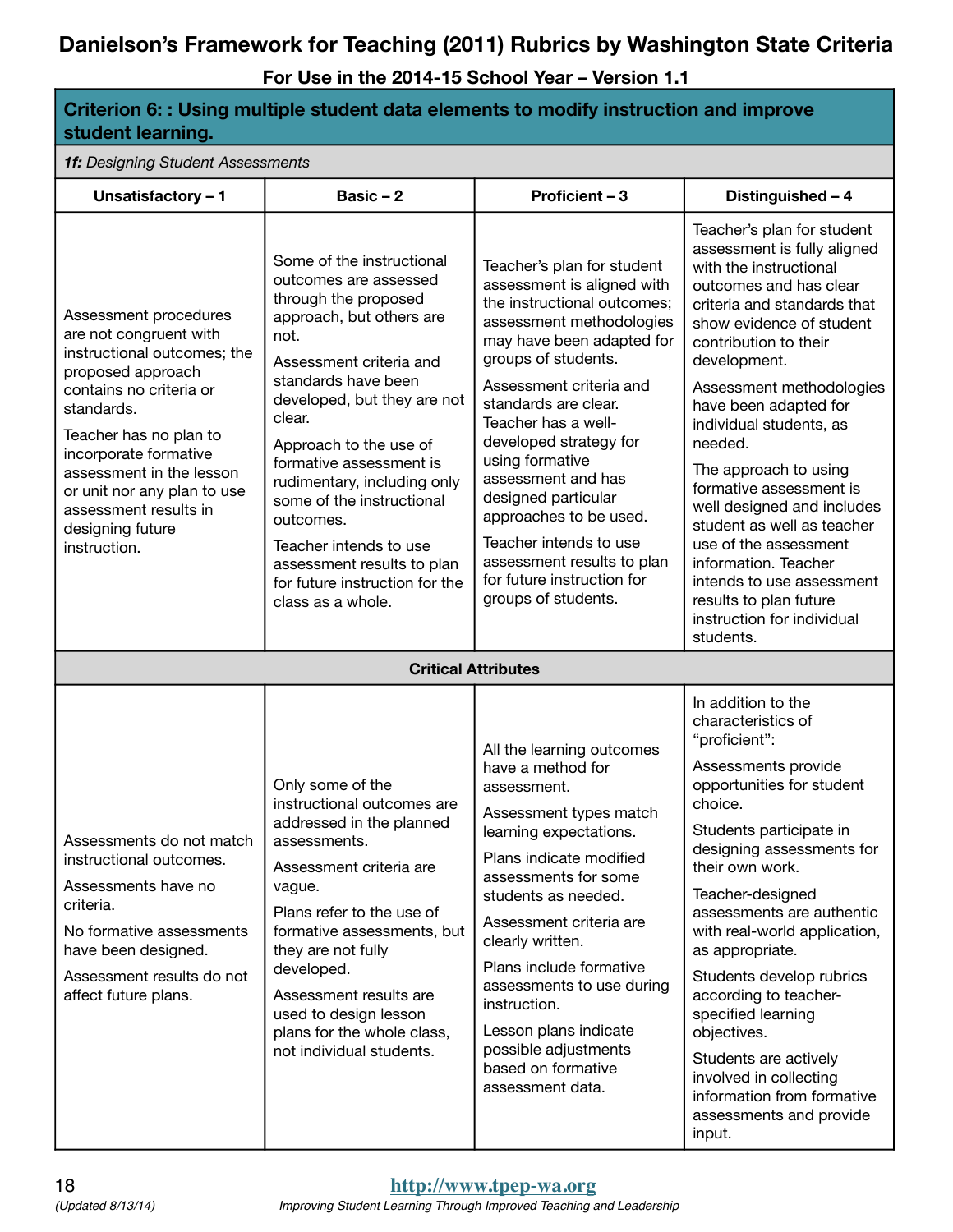# Danielson's Framework for Teaching (2011) Rubrics by Washington State Criteria

**For Use in the 2014-15 School Year – Version 1.1**

## Criterion 6: : Using multiple student data elements to modify instruction and improve student learning.

*1f: Designing Student Assessments*

| Unsatisfactory – 1 | Basic – 2 | Proficient – 3 | Distinguished – 4 |
|---|---|---|---|
| Assessment procedures are not congruent with instructional outcomes; the proposed approach contains no criteria or standards.<br><br>Teacher has no plan to incorporate formative assessment in the lesson or unit nor any plan to use assessment results in designing future instruction. | Some of the instructional outcomes are assessed through the proposed approach, but others are not.<br><br>Assessment criteria and standards have been developed, but they are not clear.<br><br>Approach to the use of formative assessment is rudimentary, including only some of the instructional outcomes.<br><br>Teacher intends to use assessment results to plan for future instruction for the class as a whole. | Teacher's plan for student assessment is aligned with the instructional outcomes; assessment methodologies may have been adapted for groups of students.<br><br>Assessment criteria and standards are clear. Teacher has a well-developed strategy for using formative assessment and has designed particular approaches to be used.<br><br>Teacher intends to use assessment results to plan for future instruction for groups of students. | Teacher's plan for student assessment is fully aligned with the instructional outcomes and has clear criteria and standards that show evidence of student contribution to their development.<br><br>Assessment methodologies have been adapted for individual students, as needed.<br><br>The approach to using formative assessment is well designed and includes student as well as teacher use of the assessment information. Teacher intends to use assessment results to plan future instruction for individual students. |
| **Critical Attributes** | | | |
| Assessments do not match instructional outcomes.<br><br>Assessments have no criteria.<br><br>No formative assessments have been designed.<br><br>Assessment results do not affect future plans. | Only some of the instructional outcomes are addressed in the planned assessments.<br><br>Assessment criteria are vague.<br><br>Plans refer to the use of formative assessments, but they are not fully developed.<br><br>Assessment results are used to design lesson plans for the whole class, not individual students. | All the learning outcomes have a method for assessment.<br><br>Assessment types match learning expectations.<br><br>Plans indicate modified assessments for some students as needed.<br><br>Assessment criteria are clearly written.<br><br>Plans include formative assessments to use during instruction.<br><br>Lesson plans indicate possible adjustments based on formative assessment data. | In addition to the characteristics of "proficient":<br><br>Assessments provide opportunities for student choice.<br><br>Students participate in designing assessments for their own work.<br><br>Teacher-designed assessments are authentic with real-world application, as appropriate.<br><br>Students develop rubrics according to teacher-specified learning objectives.<br><br>Students are actively involved in collecting information from formative assessments and provide input. |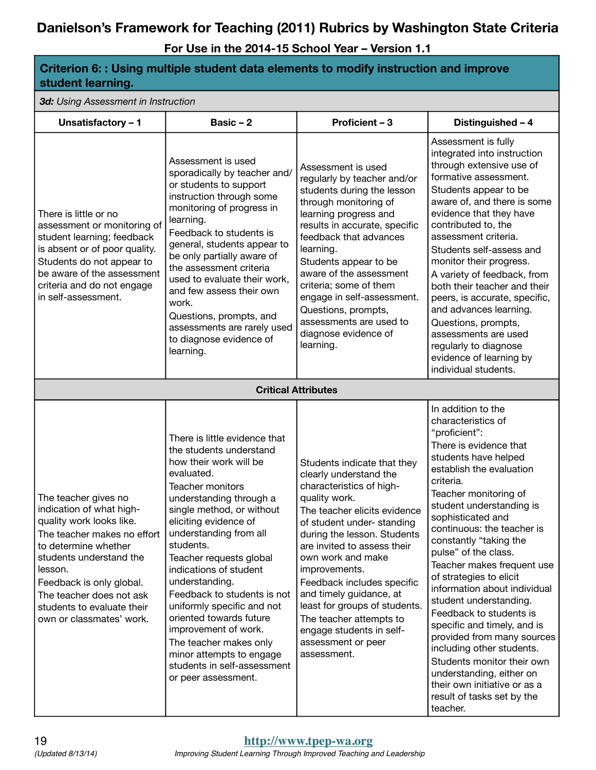# Danielson's Framework for Teaching (2011) Rubrics by Washington State Criteria

**For Use in the 2014-15 School Year – Version 1.1**

## Criterion 6: : Using multiple student data elements to modify instruction and improve student learning.

*3d: Using Assessment in Instruction*

| Unsatisfactory – 1 | Basic – 2 | Proficient – 3 | Distinguished – 4 |
|---|---|---|---|
| There is little or no assessment or monitoring of student learning; feedback is absent or of poor quality. Students do not appear to be aware of the assessment criteria and do not engage in self-assessment. | Assessment is used sporadically by teacher and/or students to support instruction through some monitoring of progress in learning.<br>Feedback to students is general, students appear to be only partially aware of the assessment criteria used to evaluate their work, and few assess their own work.<br>Questions, prompts, and assessments are rarely used to diagnose evidence of learning. | Assessment is used regularly by teacher and/or students during the lesson through monitoring of learning progress and results in accurate, specific feedback that advances learning.<br>Students appear to be aware of the assessment criteria; some of them engage in self-assessment.<br>Questions, prompts, assessments are used to diagnose evidence of learning. | Assessment is fully integrated into instruction through extensive use of formative assessment.<br>Students appear to be aware of, and there is some evidence that they have contributed to, the assessment criteria.<br>Students self-assess and monitor their progress.<br>A variety of feedback, from both their teacher and their peers, is accurate, specific, and advances learning.<br>Questions, prompts, assessments are used regularly to diagnose evidence of learning by individual students. |
| **Critical Attributes** | | | |
| The teacher gives no indication of what high-quality work looks like.<br>The teacher makes no effort to determine whether students understand the lesson.<br>Feedback is only global.<br>The teacher does not ask students to evaluate their own or classmates' work. | There is little evidence that the students understand how their work will be evaluated.<br>Teacher monitors understanding through a single method, or without eliciting evidence of understanding from all students.<br>Teacher requests global indications of student understanding.<br>Feedback to students is not uniformly specific and not oriented towards future improvement of work.<br>The teacher makes only minor attempts to engage students in self-assessment or peer assessment. | Students indicate that they clearly understand the characteristics of high-quality work.<br>The teacher elicits evidence of student under- standing during the lesson. Students are invited to assess their own work and make improvements.<br>Feedback includes specific and timely guidance, at least for groups of students.<br>The teacher attempts to engage students in self-assessment or peer assessment. | In addition to the characteristics of "proficient":<br>There is evidence that students have helped establish the evaluation criteria.<br>Teacher monitoring of student understanding is sophisticated and continuous: the teacher is constantly "taking the pulse" of the class.<br>Teacher makes frequent use of strategies to elicit information about individual student understanding.<br>Feedback to students is specific and timely, and is provided from many sources including other students.<br>Students monitor their own understanding, either on their own initiative or as a result of tasks set by the teacher. |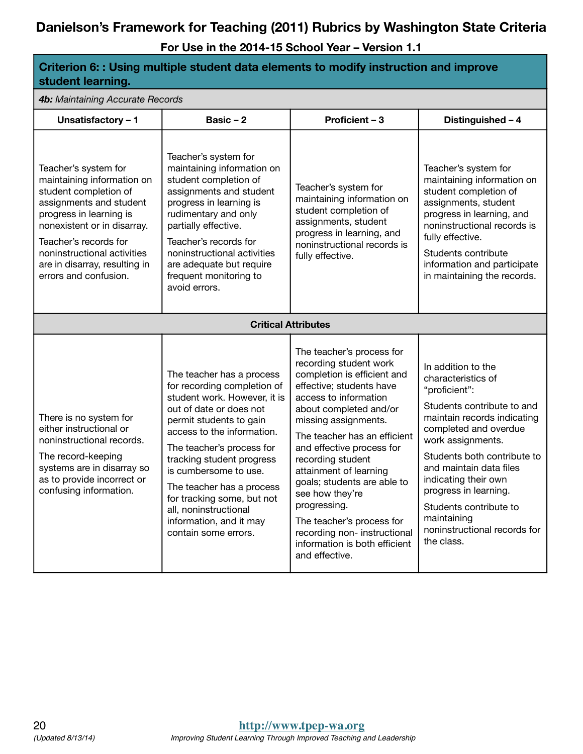# Danielson's Framework for Teaching (2011) Rubrics by Washington State Criteria

**For Use in the 2014-15 School Year – Version 1.1**

## Criterion 6: : Using multiple student data elements to modify instruction and improve student learning.

***4b:** Maintaining Accurate Records*

| Unsatisfactory – 1 | Basic – 2 | Proficient – 3 | Distinguished – 4 |
|---|---|---|---|
| Teacher's system for maintaining information on student completion of assignments and student progress in learning is nonexistent or in disarray.<br><br>Teacher's records for noninstructional activities are in disarray, resulting in errors and confusion. | Teacher's system for maintaining information on student completion of assignments and student progress in learning is rudimentary and only partially effective.<br><br>Teacher's records for noninstructional activities are adequate but require frequent monitoring to avoid errors. | Teacher's system for maintaining information on student completion of assignments, student progress in learning, and noninstructional records is fully effective. | Teacher's system for maintaining information on student completion of assignments, student progress in learning, and noninstructional records is fully effective.<br><br>Students contribute information and participate in maintaining the records. |
| **Critical Attributes** | | | |
| There is no system for either instructional or noninstructional records.<br><br>The record-keeping systems are in disarray so as to provide incorrect or confusing information. | The teacher has a process for recording completion of student work. However, it is out of date or does not permit students to gain access to the information.<br><br>The teacher's process for tracking student progress is cumbersome to use.<br><br>The teacher has a process for tracking some, but not all, noninstructional information, and it may contain some errors. | The teacher's process for recording student work completion is efficient and effective; students have access to information about completed and/or missing assignments.<br><br>The teacher has an efficient and effective process for recording student attainment of learning goals; students are able to see how they're progressing.<br><br>The teacher's process for recording non- instructional information is both efficient and effective. | In addition to the characteristics of "proficient":<br><br>Students contribute to and maintain records indicating completed and overdue work assignments.<br><br>Students both contribute to and maintain data files indicating their own progress in learning.<br><br>Students contribute to maintaining noninstructional records for the class. |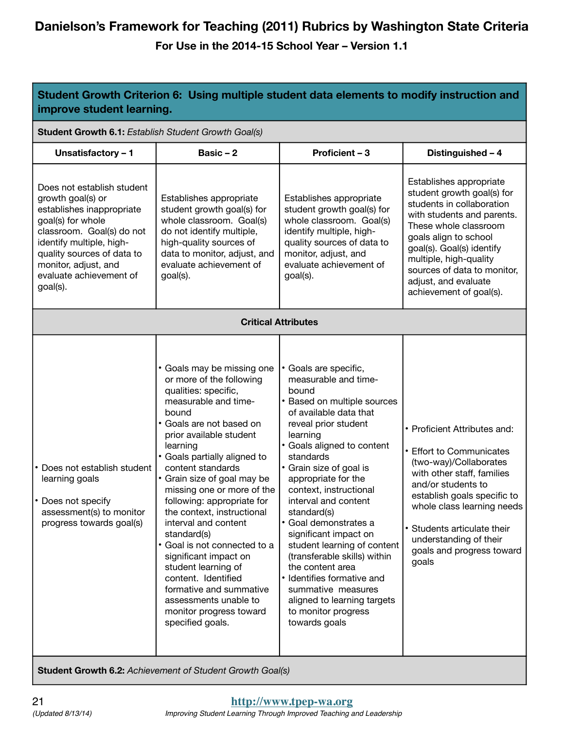# Danielson's Framework for Teaching (2011) Rubrics by Washington State Criteria

**For Use in the 2014-15 School Year – Version 1.1**

| **Student Growth Criterion 6: Using multiple student data elements to modify instruction and improve student learning.** | | | |
|---|---|---|---|
| **Student Growth 6.1:** *Establish Student Growth Goal(s)* | | | |
| **Unsatisfactory – 1** | **Basic – 2** | **Proficient – 3** | **Distinguished – 4** |
| Does not establish student growth goal(s) or establishes inappropriate goal(s) for whole classroom. Goal(s) do not identify multiple, high-quality sources of data to monitor, adjust, and evaluate achievement of goal(s). | Establishes appropriate student growth goal(s) for whole classroom. Goal(s) do not identify multiple, high-quality sources of data to monitor, adjust, and evaluate achievement of goal(s). | Establishes appropriate student growth goal(s) for whole classroom. Goal(s) identify multiple, high-quality sources of data to monitor, adjust, and evaluate achievement of goal(s). | Establishes appropriate student growth goal(s) for students in collaboration with students and parents. These whole classroom goals align to school goal(s). Goal(s) identify multiple, high-quality sources of data to monitor, adjust, and evaluate achievement of goal(s). |
| **Critical Attributes** | | | |
| • Does not establish student learning goals<br>• Does not specify assessment(s) to monitor progress towards goal(s) | • Goals may be missing one or more of the following qualities: specific, measurable and time-bound<br>• Goals are not based on prior available student learning<br>• Goals partially aligned to content standards<br>• Grain size of goal may be missing one or more of the following: appropriate for the context, instructional interval and content standard(s)<br>• Goal is not connected to a significant impact on student learning of content. Identified formative and summative assessments unable to monitor progress toward specified goals. | • Goals are specific, measurable and time-bound<br>• Based on multiple sources of available data that reveal prior student learning<br>• Goals aligned to content standards<br>• Grain size of goal is appropriate for the context, instructional interval and content standard(s)<br>• Goal demonstrates a significant impact on student learning of content (transferable skills) within the content area<br>• Identifies formative and summative measures aligned to learning targets to monitor progress towards goals | • Proficient Attributes and:<br>• Effort to Communicates (two-way)/Collaborates with other staff, families and/or students to establish goals specific to whole class learning needs<br>• Students articulate their understanding of their goals and progress toward goals |
| **Student Growth 6.2:** *Achievement of Student Growth Goal(s)* | | | |

http://www.tpep-wa.org

(Updated 8/13/14)

*Improving Student Learning Through Improved Teaching and Leadership*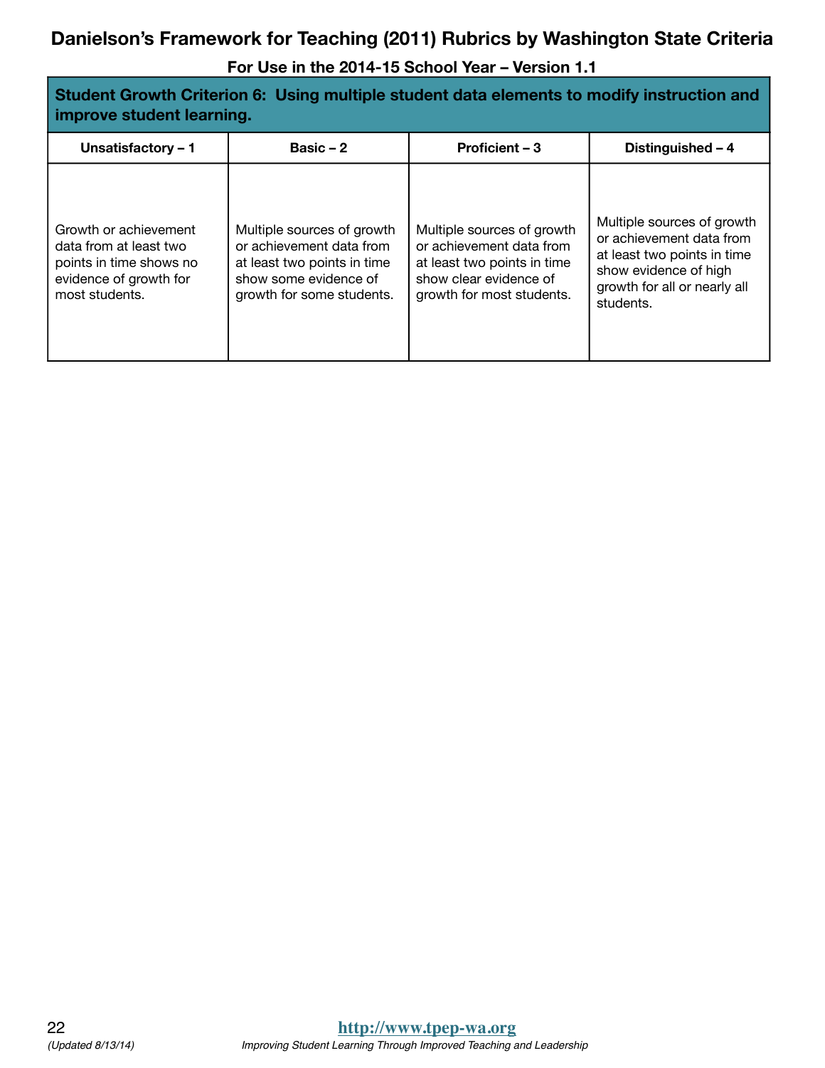# Danielson's Framework for Teaching (2011) Rubrics by Washington State Criteria

## For Use in the 2014-15 School Year – Version 1.1

| **Student Growth Criterion 6: Using multiple student data elements to modify instruction and improve student learning.** | | | |
|---|---|---|---|
| **Unsatisfactory – 1** | **Basic – 2** | **Proficient – 3** | **Distinguished – 4** |
| Growth or achievement data from at least two points in time shows no evidence of growth for most students. | Multiple sources of growth or achievement data from at least two points in time show some evidence of growth for some students. | Multiple sources of growth or achievement data from at least two points in time show clear evidence of growth for most students. | Multiple sources of growth or achievement data from at least two points in time show evidence of high growth for all or nearly all students. |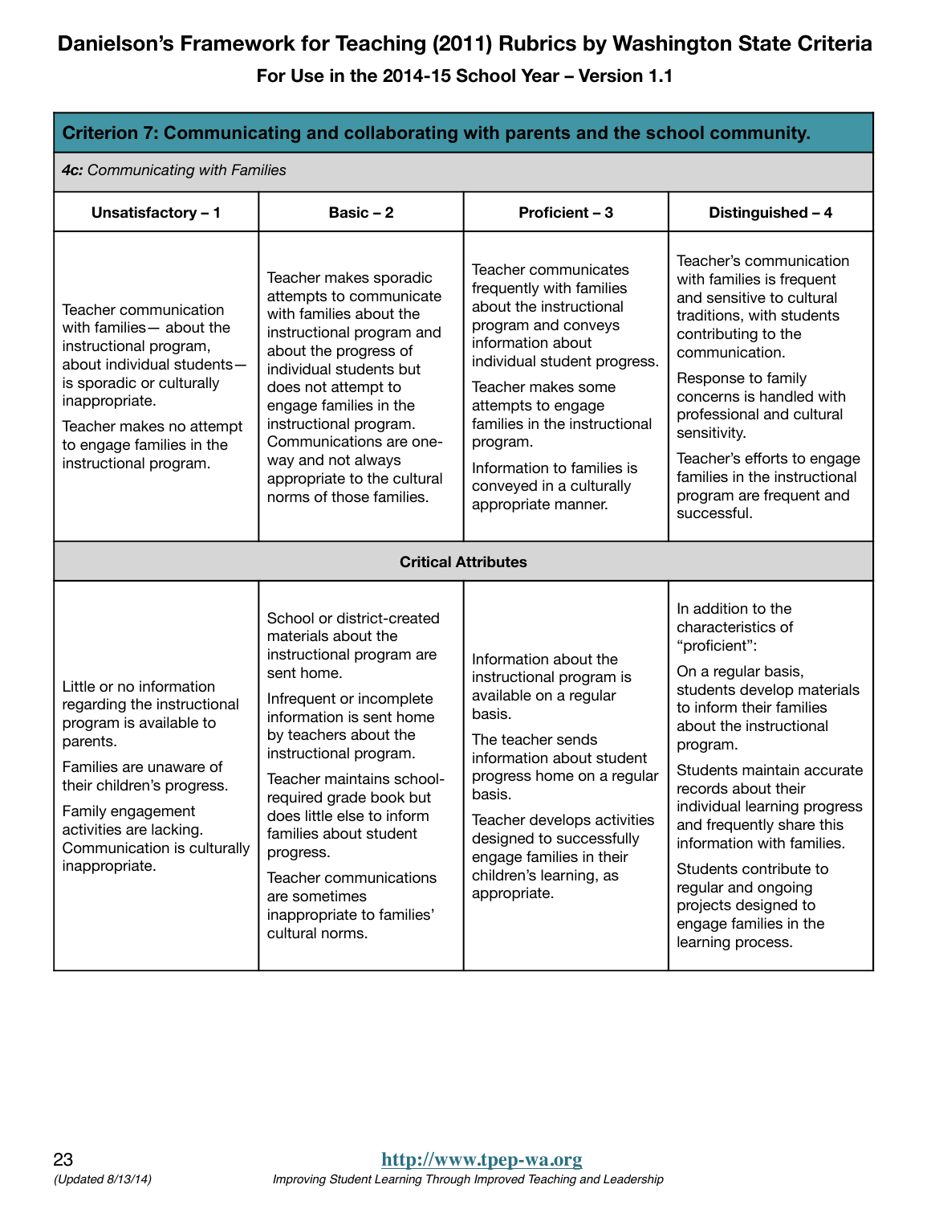# Danielson's Framework for Teaching (2011) Rubrics by Washington State Criteria

**For Use in the 2014-15 School Year – Version 1.1**

| **Criterion 7: Communicating and collaborating with parents and the school community.** | | | |
|---|---|---|---|
| ***4c:*** *Communicating with Families* | | | |
| **Unsatisfactory – 1** | **Basic – 2** | **Proficient – 3** | **Distinguished – 4** |
| Teacher communication with families— about the instructional program, about individual students—is sporadic or culturally inappropriate.<br><br>Teacher makes no attempt to engage families in the instructional program. | Teacher makes sporadic attempts to communicate with families about the instructional program and about the progress of individual students but does not attempt to engage families in the instructional program. Communications are one-way and not always appropriate to the cultural norms of those families. | Teacher communicates frequently with families about the instructional program and conveys information about individual student progress.<br><br>Teacher makes some attempts to engage families in the instructional program.<br><br>Information to families is conveyed in a culturally appropriate manner. | Teacher's communication with families is frequent and sensitive to cultural traditions, with students contributing to the communication.<br><br>Response to family concerns is handled with professional and cultural sensitivity.<br><br>Teacher's efforts to engage families in the instructional program are frequent and successful. |
| **Critical Attributes** | | | |
| Little or no information regarding the instructional program is available to parents.<br><br>Families are unaware of their children's progress.<br><br>Family engagement activities are lacking. Communication is culturally inappropriate. | School or district-created materials about the instructional program are sent home.<br><br>Infrequent or incomplete information is sent home by teachers about the instructional program.<br><br>Teacher maintains school-required grade book but does little else to inform families about student progress.<br><br>Teacher communications are sometimes inappropriate to families' cultural norms. | Information about the instructional program is available on a regular basis.<br><br>The teacher sends information about student progress home on a regular basis.<br><br>Teacher develops activities designed to successfully engage families in their children's learning, as appropriate. | In addition to the characteristics of "proficient":<br><br>On a regular basis, students develop materials to inform their families about the instructional program.<br><br>Students maintain accurate records about their individual learning progress and frequently share this information with families.<br><br>Students contribute to regular and ongoing projects designed to engage families in the learning process. |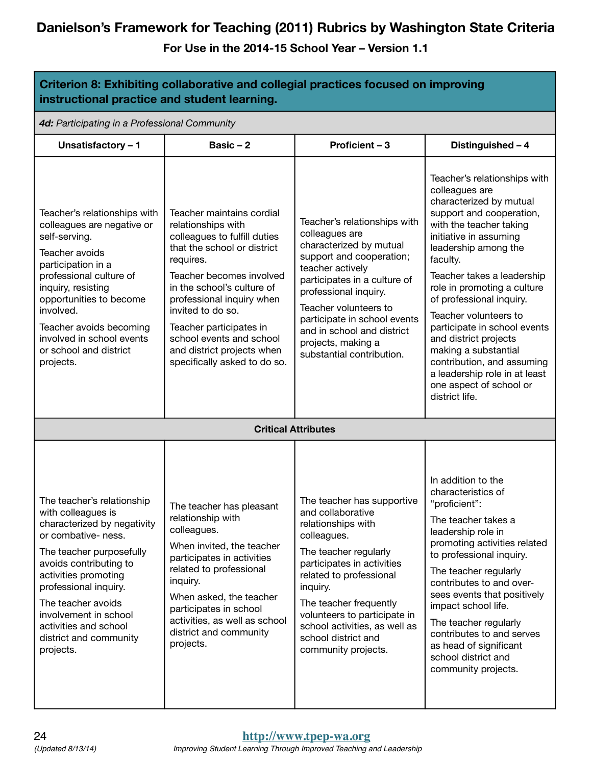# Danielson's Framework for Teaching (2011) Rubrics by Washington State Criteria

## For Use in the 2014-15 School Year – Version 1.1

**Criterion 8: Exhibiting collaborative and collegial practices focused on improving instructional practice and student learning.**

***4d:** Participating in a Professional Community*

| Unsatisfactory – 1 | Basic – 2 | Proficient – 3 | Distinguished – 4 |
|---|---|---|---|
| Teacher's relationships with colleagues are negative or self-serving.<br>Teacher avoids participation in a professional culture of inquiry, resisting opportunities to become involved.<br>Teacher avoids becoming involved in school events or school and district projects. | Teacher maintains cordial relationships with colleagues to fulfill duties that the school or district requires.<br>Teacher becomes involved in the school's culture of professional inquiry when invited to do so.<br>Teacher participates in school events and school and district projects when specifically asked to do so. | Teacher's relationships with colleagues are characterized by mutual support and cooperation; teacher actively participates in a culture of professional inquiry.<br>Teacher volunteers to participate in school events and in school and district projects, making a substantial contribution. | Teacher's relationships with colleagues are characterized by mutual support and cooperation, with the teacher taking initiative in assuming leadership among the faculty.<br>Teacher takes a leadership role in promoting a culture of professional inquiry.<br>Teacher volunteers to participate in school events and district projects making a substantial contribution, and assuming a leadership role in at least one aspect of school or district life. |
| **Critical Attributes** | | | |
| The teacher's relationship with colleagues is characterized by negativity or combative- ness.<br>The teacher purposefully avoids contributing to activities promoting professional inquiry.<br>The teacher avoids involvement in school activities and school district and community projects. | The teacher has pleasant relationship with colleagues.<br>When invited, the teacher participates in activities related to professional inquiry.<br>When asked, the teacher participates in school activities, as well as school district and community projects. | The teacher has supportive and collaborative relationships with colleagues.<br>The teacher regularly participates in activities related to professional inquiry.<br>The teacher frequently volunteers to participate in school activities, as well as school district and community projects. | In addition to the characteristics of "proficient":<br>The teacher takes a leadership role in promoting activities related to professional inquiry.<br>The teacher regularly contributes to and over- sees events that positively impact school life.<br>The teacher regularly contributes to and serves as head of significant school district and community projects. |

(Updated 8/13/14)

http://www.tpep-wa.org

*Improving Student Learning Through Improved Teaching and Leadership*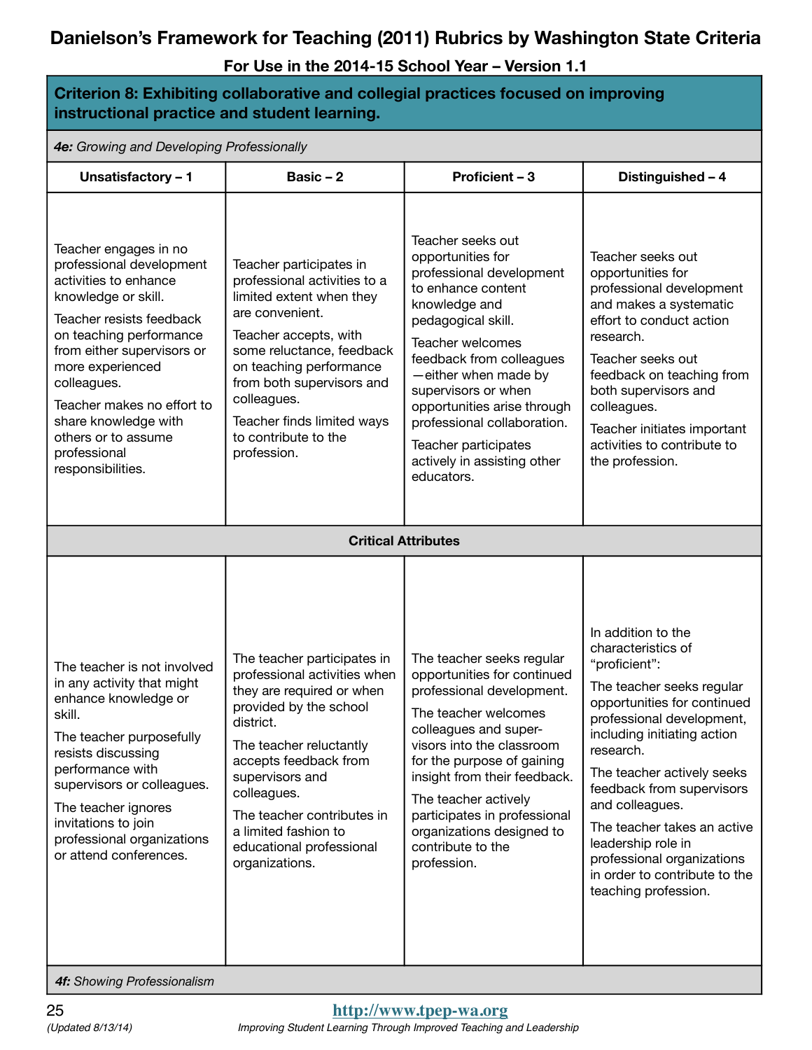# Danielson's Framework for Teaching (2011) Rubrics by Washington State Criteria

**For Use in the 2014-15 School Year – Version 1.1**

| **Criterion 8: Exhibiting collaborative and collegial practices focused on improving instructional practice and student learning.** | | | |
|---|---|---|---|
| ***4e:** Growing and Developing Professionally* | | | |
| **Unsatisfactory – 1** | **Basic – 2** | **Proficient – 3** | **Distinguished – 4** |
| Teacher engages in no professional development activities to enhance knowledge or skill.<br>Teacher resists feedback on teaching performance from either supervisors or more experienced colleagues.<br>Teacher makes no effort to share knowledge with others or to assume professional responsibilities. | Teacher participates in professional activities to a limited extent when they are convenient.<br>Teacher accepts, with some reluctance, feedback on teaching performance from both supervisors and colleagues.<br>Teacher finds limited ways to contribute to the profession. | Teacher seeks out opportunities for professional development to enhance content knowledge and pedagogical skill.<br>Teacher welcomes feedback from colleagues—either when made by supervisors or when opportunities arise through professional collaboration.<br>Teacher participates actively in assisting other educators. | Teacher seeks out opportunities for professional development and makes a systematic effort to conduct action research.<br>Teacher seeks out feedback on teaching from both supervisors and colleagues.<br>Teacher initiates important activities to contribute to the profession. |
| **Critical Attributes** | | | |
| The teacher is not involved in any activity that might enhance knowledge or skill.<br>The teacher purposefully resists discussing performance with supervisors or colleagues.<br>The teacher ignores invitations to join professional organizations or attend conferences. | The teacher participates in professional activities when they are required or when provided by the school district.<br>The teacher reluctantly accepts feedback from supervisors and colleagues.<br>The teacher contributes in a limited fashion to educational professional organizations. | The teacher seeks regular opportunities for continued professional development.<br>The teacher welcomes colleagues and supervisors into the classroom for the purpose of gaining insight from their feedback.<br>The teacher actively participates in professional organizations designed to contribute to the profession. | In addition to the characteristics of "proficient":<br>The teacher seeks regular opportunities for continued professional development, including initiating action research.<br>The teacher actively seeks feedback from supervisors and colleagues.<br>The teacher takes an active leadership role in professional organizations in order to contribute to the teaching profession. |
| ***4f:** Showing Professionalism* | | | |

(Updated 8/13/14)

http://www.tpep-wa.org

*Improving Student Learning Through Improved Teaching and Leadership*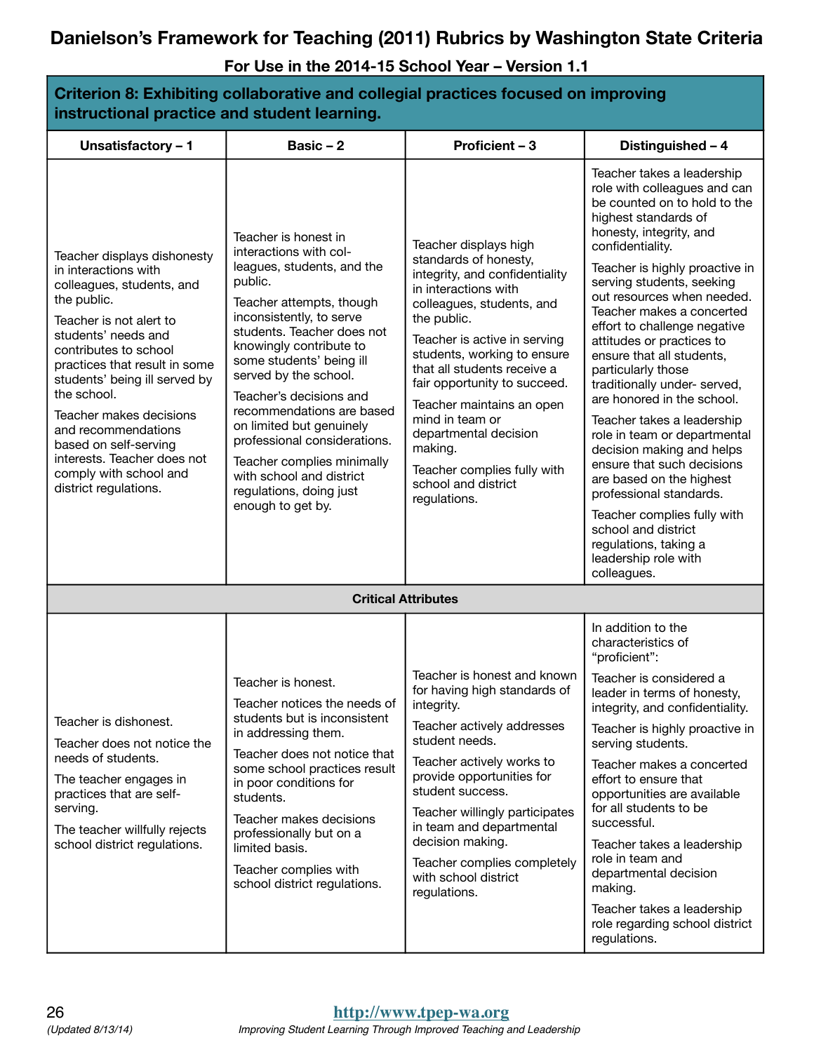# Danielson's Framework for Teaching (2011) Rubrics by Washington State Criteria

**For Use in the 2014-15 School Year – Version 1.1**

| **Criterion 8: Exhibiting collaborative and collegial practices focused on improving instructional practice and student learning.** | | | |
|---|---|---|---|
| **Unsatisfactory – 1** | **Basic – 2** | **Proficient – 3** | **Distinguished – 4** |
| Teacher displays dishonesty in interactions with colleagues, students, and the public.<br><br>Teacher is not alert to students' needs and contributes to school practices that result in some students' being ill served by the school.<br><br>Teacher makes decisions and recommendations based on self-serving interests. Teacher does not comply with school and district regulations. | Teacher is honest in interactions with colleagues, students, and the public.<br><br>Teacher attempts, though inconsistently, to serve students. Teacher does not knowingly contribute to some students' being ill served by the school.<br><br>Teacher's decisions and recommendations are based on limited but genuinely professional considerations.<br><br>Teacher complies minimally with school and district regulations, doing just enough to get by. | Teacher displays high standards of honesty, integrity, and confidentiality in interactions with colleagues, students, and the public.<br><br>Teacher is active in serving students, working to ensure that all students receive a fair opportunity to succeed.<br><br>Teacher maintains an open mind in team or departmental decision making.<br><br>Teacher complies fully with school and district regulations. | Teacher takes a leadership role with colleagues and can be counted on to hold to the highest standards of honesty, integrity, and confidentiality.<br><br>Teacher is highly proactive in serving students, seeking out resources when needed. Teacher makes a concerted effort to challenge negative attitudes or practices to ensure that all students, particularly those traditionally under- served, are honored in the school.<br><br>Teacher takes a leadership role in team or departmental decision making and helps ensure that such decisions are based on the highest professional standards.<br><br>Teacher complies fully with school and district regulations, taking a leadership role with colleagues. |
| **Critical Attributes** | | | |
| Teacher is dishonest.<br><br>Teacher does not notice the needs of students.<br><br>The teacher engages in practices that are self-serving.<br><br>The teacher willfully rejects school district regulations. | Teacher is honest.<br><br>Teacher notices the needs of students but is inconsistent in addressing them.<br><br>Teacher does not notice that some school practices result in poor conditions for students.<br><br>Teacher makes decisions professionally but on a limited basis.<br><br>Teacher complies with school district regulations. | Teacher is honest and known for having high standards of integrity.<br><br>Teacher actively addresses student needs.<br><br>Teacher actively works to provide opportunities for student success.<br><br>Teacher willingly participates in team and departmental decision making.<br><br>Teacher complies completely with school district regulations. | In addition to the characteristics of "proficient":<br><br>Teacher is considered a leader in terms of honesty, integrity, and confidentiality.<br><br>Teacher is highly proactive in serving students.<br><br>Teacher makes a concerted effort to ensure that opportunities are available for all students to be successful.<br><br>Teacher takes a leadership role in team and departmental decision making.<br><br>Teacher takes a leadership role regarding school district regulations. |

(Updated 8/13/14)

http://www.tpep-wa.org

*Improving Student Learning Through Improved Teaching and Leadership*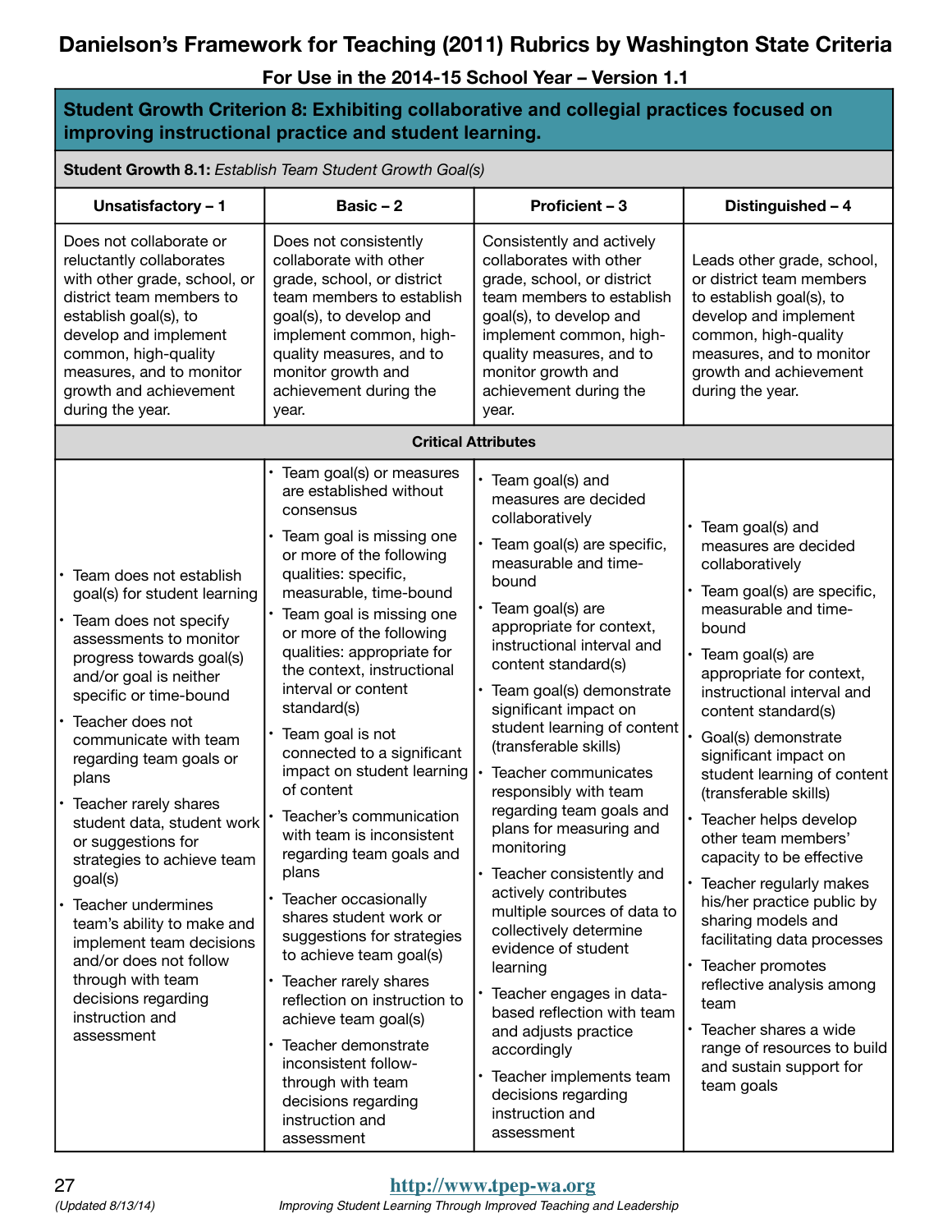# Danielson's Framework for Teaching (2011) Rubrics by Washington State Criteria

## For Use in the 2014-15 School Year – Version 1.1

### Student Growth Criterion 8: Exhibiting collaborative and collegial practices focused on improving instructional practice and student learning.

**Student Growth 8.1:** *Establish Team Student Growth Goal(s)*

| Unsatisfactory – 1 | Basic – 2 | Proficient – 3 | Distinguished – 4 |
|---|---|---|---|
| Does not collaborate or reluctantly collaborates with other grade, school, or district team members to establish goal(s), to develop and implement common, high-quality measures, and to monitor growth and achievement during the year. | Does not consistently collaborate with other grade, school, or district team members to establish goal(s), to develop and implement common, high-quality measures, and to monitor growth and achievement during the year. | Consistently and actively collaborates with other grade, school, or district team members to establish goal(s), to develop and implement common, high-quality measures, and to monitor growth and achievement during the year. | Leads other grade, school, or district team members to establish goal(s), to develop and implement common, high-quality measures, and to monitor growth and achievement during the year. |
| **Critical Attributes** | | | |
| • Team does not establish goal(s) for student learning<br>• Team does not specify assessments to monitor progress towards goal(s) and/or goal is neither specific or time-bound<br>• Teacher does not communicate with team regarding team goals or plans<br>• Teacher rarely shares student data, student work or suggestions for strategies to achieve team goal(s)<br>• Teacher undermines team's ability to make and implement team decisions and/or does not follow through with team decisions regarding instruction and assessment | • Team goal(s) or measures are established without consensus<br>• Team goal is missing one or more of the following qualities: specific, measurable, time-bound<br>• Team goal is missing one or more of the following qualities: appropriate for the context, instructional interval or content standard(s)<br>• Team goal is not connected to a significant impact on student learning of content<br>• Teacher's communication with team is inconsistent regarding team goals and plans<br>• Teacher occasionally shares student work or suggestions for strategies to achieve team goal(s)<br>• Teacher rarely shares reflection on instruction to achieve team goal(s)<br>• Teacher demonstrate inconsistent follow-through with team decisions regarding instruction and assessment | • Team goal(s) and measures are decided collaboratively<br>• Team goal(s) are specific, measurable and time-bound<br>• Team goal(s) are appropriate for context, instructional interval and content standard(s)<br>• Team goal(s) demonstrate significant impact on student learning of content (transferable skills)<br>• Teacher communicates responsibly with team regarding team goals and plans for measuring and monitoring<br>• Teacher consistently and actively contributes multiple sources of data to collectively determine evidence of student learning<br>• Teacher engages in data-based reflection with team and adjusts practice accordingly<br>• Teacher implements team decisions regarding instruction and assessment | • Team goal(s) and measures are decided collaboratively<br>• Team goal(s) are specific, measurable and time-bound<br>• Team goal(s) are appropriate for context, instructional interval and content standard(s)<br>• Goal(s) demonstrate significant impact on student learning of content (transferable skills)<br>• Teacher helps develop other team members' capacity to be effective<br>• Teacher regularly makes his/her practice public by sharing models and facilitating data processes<br>• Teacher promotes reflective analysis among team<br>• Teacher shares a wide range of resources to build and sustain support for team goals |

(Updated 8/13/14)

http://www.tpep-wa.org

*Improving Student Learning Through Improved Teaching and Leadership*